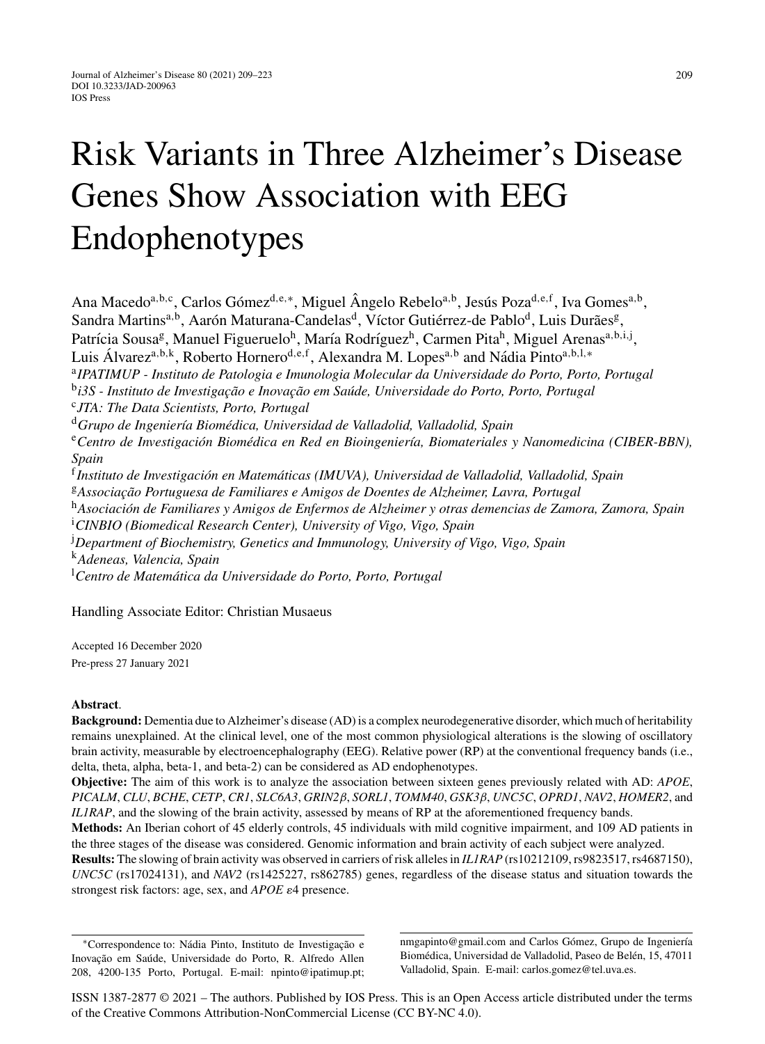# Risk Variants in Three Alzheimer's Disease Genes Show Association with EEG Endophenotypes

Ana Macedo[a,b,c], Carlos Gómez[d,e,*], Miguel Ângelo Rebelo[a,b], Jesús Poza[d,e,f], Iva Gomes[a,b], Sandra Martins[a,b], Aarón Maturana-Candelas[d], Víctor Gutiérrez-de Pablo[d], Luis Durães[g], Patrícia Sousa[g], Manuel Figueruelo[h], María Rodríguez[h], Carmen Pita[h], Miguel Arenas[a,b,i,j], Luis Álvarez[a,b,k], Roberto Hornero[d,e,f], Alexandra M. Lopes[a,b] and Nádia Pinto[a,b,l,*]

[a] *IPATIMUP - Instituto de Patologia e Imunologia Molecular da Universidade do Porto, Porto, Portugal*
[b] *i3S - Instituto de Investigação e Inovação em Saúde, Universidade do Porto, Porto, Portugal*
[c] *JTA: The Data Scientists, Porto, Portugal*
[d] *Grupo de Ingeniería Biomédica, Universidad de Valladolid, Valladolid, Spain*
[e] *Centro de Investigación Biomédica en Red en Bioingeniería, Biomateriales y Nanomedicina (CIBER-BBN), Spain*
[f] *Instituto de Investigación en Matemáticas (IMUVA), Universidad de Valladolid, Valladolid, Spain*
[g] *Associação Portuguesa de Familiares e Amigos de Doentes de Alzheimer, Lavra, Portugal*
[h] *Asociación de Familiares y Amigos de Enfermos de Alzheimer y otras demencias de Zamora, Zamora, Spain*
[i] *CINBIO (Biomedical Research Center), University of Vigo, Vigo, Spain*
[j] *Department of Biochemistry, Genetics and Immunology, University of Vigo, Vigo, Spain*
[k] *Adeneas, Valencia, Spain*
[l] *Centro de Matemática da Universidade do Porto, Porto, Portugal*

Handling Associate Editor: Christian Musaeus

Accepted 16 December 2020
Pre-press 27 January 2021

**Abstract**.

**Background:** Dementia due to Alzheimer's disease (AD) is a complex neurodegenerative disorder, which much of heritability remains unexplained. At the clinical level, one of the most common physiological alterations is the slowing of oscillatory brain activity, measurable by electroencephalography (EEG). Relative power (RP) at the conventional frequency bands (i.e., delta, theta, alpha, beta-1, and beta-2) can be considered as AD endophenotypes.

**Objective:** The aim of this work is to analyze the association between sixteen genes previously related with AD: *APOE*, *PICALM*, *CLU*, *BCHE*, *CETP*, *CR1*, *SLC6A3*, *GRIN2β*, *SORL1*, *TOMM40*, *GSK3β*, *UNC5C*, *OPRD1*, *NAV2*, *HOMER2*, and *IL1RAP*, and the slowing of the brain activity, assessed by means of RP at the aforementioned frequency bands.

**Methods:** An Iberian cohort of 45 elderly controls, 45 individuals with mild cognitive impairment, and 109 AD patients in the three stages of the disease was considered. Genomic information and brain activity of each subject were analyzed.

**Results:** The slowing of brain activity was observed in carriers of risk alleles in *IL1RAP* (rs10212109, rs9823517, rs4687150), *UNC5C* (rs17024131), and *NAV2* (rs1425227, rs862785) genes, regardless of the disease status and situation towards the strongest risk factors: age, sex, and *APOE* ε4 presence.

*Correspondence to: Nádia Pinto, Instituto de Investigação e Inovação em Saúde, Universidade do Porto, R. Alfredo Allen 208, 4200-135 Porto, Portugal. E-mail: npinto@ipatimup.pt; nmgapinto@gmail.com and Carlos Gómez, Grupo de Ingeniería Biomédica, Universidad de Valladolid, Paseo de Belén, 15, 47011 Valladolid, Spain. E-mail: carlos.gomez@tel.uva.es.

ISSN 1387-2877 © 2021 – The authors. Published by IOS Press. This is an Open Access article distributed under the terms of the Creative Commons Attribution-NonCommercial License (CC BY-NC 4.0).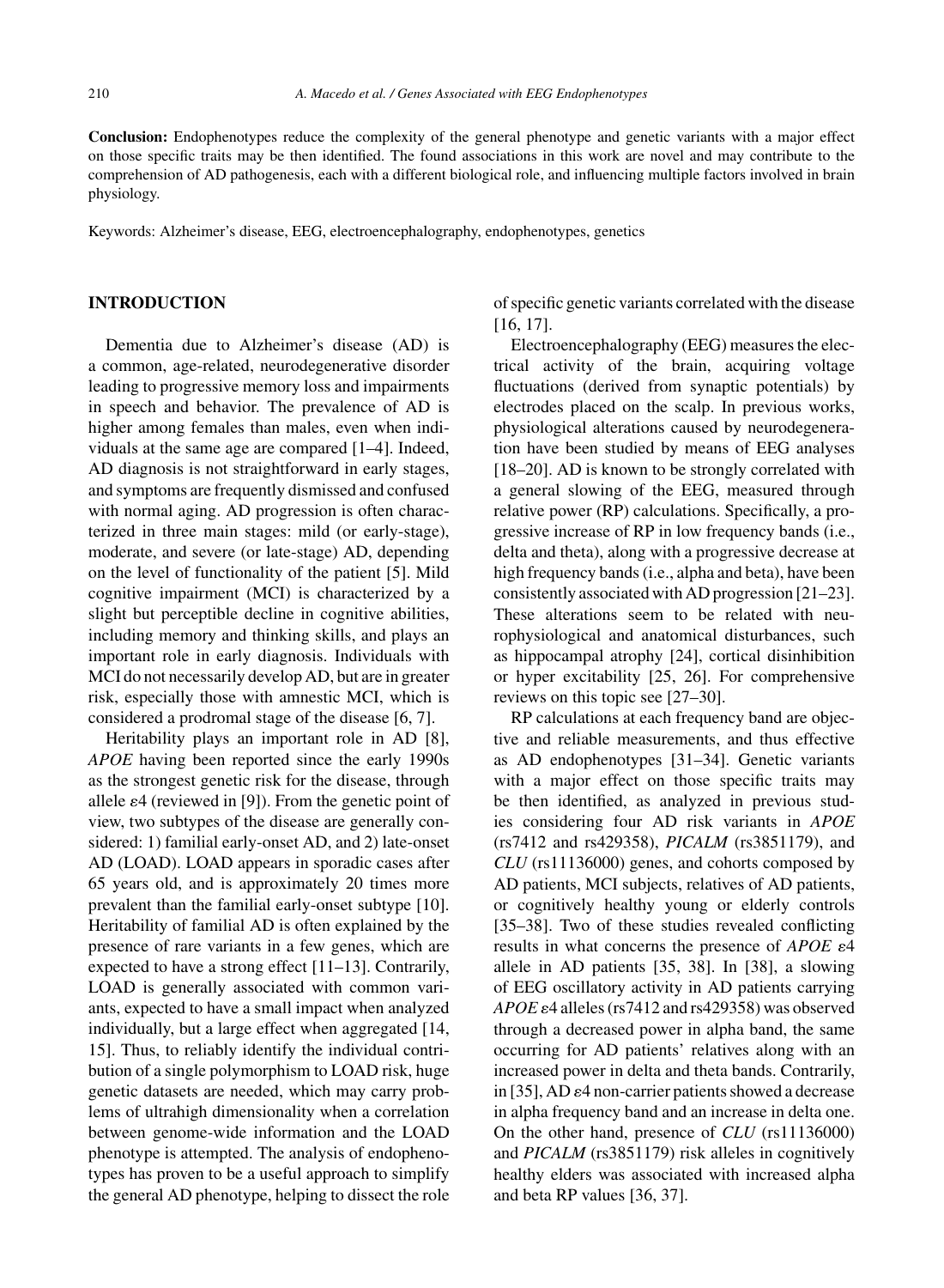**Conclusion:** Endophenotypes reduce the complexity of the general phenotype and genetic variants with a major effect on those specific traits may be then identified. The found associations in this work are novel and may contribute to the comprehension of AD pathogenesis, each with a different biological role, and influencing multiple factors involved in brain physiology.

Keywords: Alzheimer's disease, EEG, electroencephalography, endophenotypes, genetics

## INTRODUCTION

Dementia due to Alzheimer's disease (AD) is a common, age-related, neurodegenerative disorder leading to progressive memory loss and impairments in speech and behavior. The prevalence of AD is higher among females than males, even when individuals at the same age are compared [1–4]. Indeed, AD diagnosis is not straightforward in early stages, and symptoms are frequently dismissed and confused with normal aging. AD progression is often characterized in three main stages: mild (or early-stage), moderate, and severe (or late-stage) AD, depending on the level of functionality of the patient [5]. Mild cognitive impairment (MCI) is characterized by a slight but perceptible decline in cognitive abilities, including memory and thinking skills, and plays an important role in early diagnosis. Individuals with MCI do not necessarily develop AD, but are in greater risk, especially those with amnestic MCI, which is considered a prodromal stage of the disease [6, 7].

Heritability plays an important role in AD [8], *APOE* having been reported since the early 1990s as the strongest genetic risk for the disease, through allele $\varepsilon$4 (reviewed in [9]). From the genetic point of view, two subtypes of the disease are generally considered: 1) familial early-onset AD, and 2) late-onset AD (LOAD). LOAD appears in sporadic cases after 65 years old, and is approximately 20 times more prevalent than the familial early-onset subtype [10]. Heritability of familial AD is often explained by the presence of rare variants in a few genes, which are expected to have a strong effect [11–13]. Contrarily, LOAD is generally associated with common variants, expected to have a small impact when analyzed individually, but a large effect when aggregated [14, 15]. Thus, to reliably identify the individual contribution of a single polymorphism to LOAD risk, huge genetic datasets are needed, which may carry problems of ultrahigh dimensionality when a correlation between genome-wide information and the LOAD phenotype is attempted. The analysis of endophenotypes has proven to be a useful approach to simplify the general AD phenotype, helping to dissect the role of specific genetic variants correlated with the disease [16, 17].

Electroencephalography (EEG) measures the electrical activity of the brain, acquiring voltage fluctuations (derived from synaptic potentials) by electrodes placed on the scalp. In previous works, physiological alterations caused by neurodegeneration have been studied by means of EEG analyses [18–20]. AD is known to be strongly correlated with a general slowing of the EEG, measured through relative power (RP) calculations. Specifically, a progressive increase of RP in low frequency bands (i.e., delta and theta), along with a progressive decrease at high frequency bands (i.e., alpha and beta), have been consistently associated with AD progression [21–23]. These alterations seem to be related with neurophysiological and anatomical disturbances, such as hippocampal atrophy [24], cortical disinhibition or hyper excitability [25, 26]. For comprehensive reviews on this topic see [27–30].

RP calculations at each frequency band are objective and reliable measurements, and thus effective as AD endophenotypes [31–34]. Genetic variants with a major effect on those specific traits may be then identified, as analyzed in previous studies considering four AD risk variants in *APOE* (rs7412 and rs429358), *PICALM* (rs3851179), and *CLU* (rs11136000) genes, and cohorts composed by AD patients, MCI subjects, relatives of AD patients, or cognitively healthy young or elderly controls [35–38]. Two of these studies revealed conflicting results in what concerns the presence of *APOE* $\varepsilon$4 allele in AD patients [35, 38]. In [38], a slowing of EEG oscillatory activity in AD patients carrying *APOE* $\varepsilon$4 alleles (rs7412 and rs429358) was observed through a decreased power in alpha band, the same occurring for AD patients' relatives along with an increased power in delta and theta bands. Contrarily, in [35], AD $\varepsilon$4 non-carrier patients showed a decrease in alpha frequency band and an increase in delta one. On the other hand, presence of *CLU* (rs11136000) and *PICALM* (rs3851179) risk alleles in cognitively healthy elders was associated with increased alpha and beta RP values [36, 37].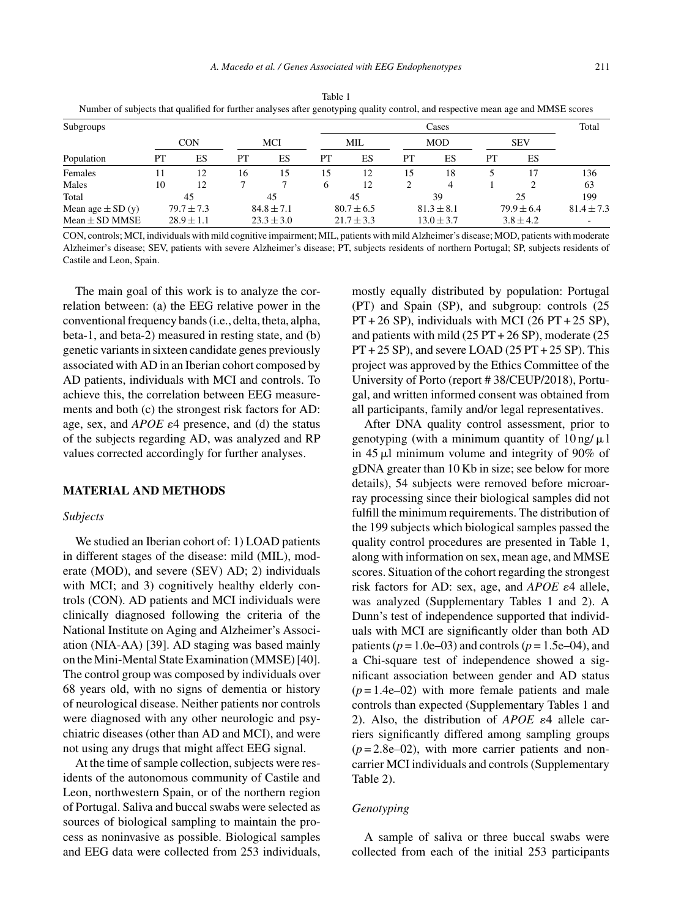Table 1
Number of subjects that qualified for further analyses after genotyping quality control, and respective mean age and MMSE scores

| Subgroups | | | | | Cases | | | | | | Total |
|---|---|---|---|---|---|---|---|---|---|---|---|
| | CON | | MCI | | MIL | | MOD | | SEV | | |
| Population | PT | ES | PT | ES | PT | ES | PT | ES | PT | ES | |
| Females | 11 | 12 | 16 | 15 | 15 | 12 | 15 | 18 | 5 | 17 | 136 |
| Males | 10 | 12 | 7 | 7 | 6 | 12 | 2 | 4 | 1 | 2 | 63 |
| Total | 45 | | 45 | | 45 | | 39 | | 25 | | 199 |
| Mean age ± SD (y) | 79.7 ± 7.3 | | 84.8 ± 7.1 | | 80.7 ± 6.5 | | 81.3 ± 8.1 | | 79.9 ± 6.4 | | 81.4 ± 7.3 |
| Mean ± SD MMSE | 28.9 ± 1.1 | | 23.3 ± 3.0 | | 21.7 ± 3.3 | | 13.0 ± 3.7 | | 3.8 ± 4.2 | | - |

CON, controls; MCI, individuals with mild cognitive impairment; MIL, patients with mild Alzheimer's disease; MOD, patients with moderate Alzheimer's disease; SEV, patients with severe Alzheimer's disease; PT, subjects residents of northern Portugal; SP, subjects residents of Castile and Leon, Spain.

The main goal of this work is to analyze the correlation between: (a) the EEG relative power in the conventional frequency bands (i.e., delta, theta, alpha, beta-1, and beta-2) measured in resting state, and (b) genetic variants in sixteen candidate genes previously associated with AD in an Iberian cohort composed by AD patients, individuals with MCI and controls. To achieve this, the correlation between EEG measurements and both (c) the strongest risk factors for AD: age, sex, and *APOE* $\varepsilon$4 presence, and (d) the status of the subjects regarding AD, was analyzed and RP values corrected accordingly for further analyses.

## MATERIAL AND METHODS

### *Subjects*

We studied an Iberian cohort of: 1) LOAD patients in different stages of the disease: mild (MIL), moderate (MOD), and severe (SEV) AD; 2) individuals with MCI; and 3) cognitively healthy elderly controls (CON). AD patients and MCI individuals were clinically diagnosed following the criteria of the National Institute on Aging and Alzheimer's Association (NIA-AA) [39]. AD staging was based mainly on the Mini-Mental State Examination (MMSE) [40]. The control group was composed by individuals over 68 years old, with no signs of dementia or history of neurological disease. Neither patients nor controls were diagnosed with any other neurologic and psychiatric diseases (other than AD and MCI), and were not using any drugs that might affect EEG signal.

At the time of sample collection, subjects were residents of the autonomous community of Castile and Leon, northwestern Spain, or of the northern region of Portugal. Saliva and buccal swabs were selected as sources of biological sampling to maintain the process as noninvasive as possible. Biological samples and EEG data were collected from 253 individuals, mostly equally distributed by population: Portugal (PT) and Spain (SP), and subgroup: controls (25 PT + 26 SP), individuals with MCI (26 PT + 25 SP), and patients with mild (25 PT + 26 SP), moderate (25 PT + 25 SP), and severe LOAD (25 PT + 25 SP). This project was approved by the Ethics Committee of the University of Porto (report # 38/CEUP/2018), Portugal, and written informed consent was obtained from all participants, family and/or legal representatives.

After DNA quality control assessment, prior to genotyping (with a minimum quantity of 10 ng/ $\mu$ l in 45 $\mu$l minimum volume and integrity of 90% of gDNA greater than 10 Kb in size; see below for more details), 54 subjects were removed before microarray processing since their biological samples did not fulfill the minimum requirements. The distribution of the 199 subjects which biological samples passed the quality control procedures are presented in Table 1, along with information on sex, mean age, and MMSE scores. Situation of the cohort regarding the strongest risk factors for AD: sex, age, and *APOE* $\varepsilon$4 allele, was analyzed (Supplementary Tables 1 and 2). A Dunn's test of independence supported that individuals with MCI are significantly older than both AD patients ($p$ = 1.0e–03) and controls ($p$ = 1.5e–04), and a Chi-square test of independence showed a significant association between gender and AD status ($p$ = 1.4e–02) with more female patients and male controls than expected (Supplementary Tables 1 and 2). Also, the distribution of *APOE* $\varepsilon$4 allele carriers significantly differed among sampling groups ($p$ = 2.8e–02), with more carrier patients and non-carrier MCI individuals and controls (Supplementary Table 2).

### *Genotyping*

A sample of saliva or three buccal swabs were collected from each of the initial 253 participants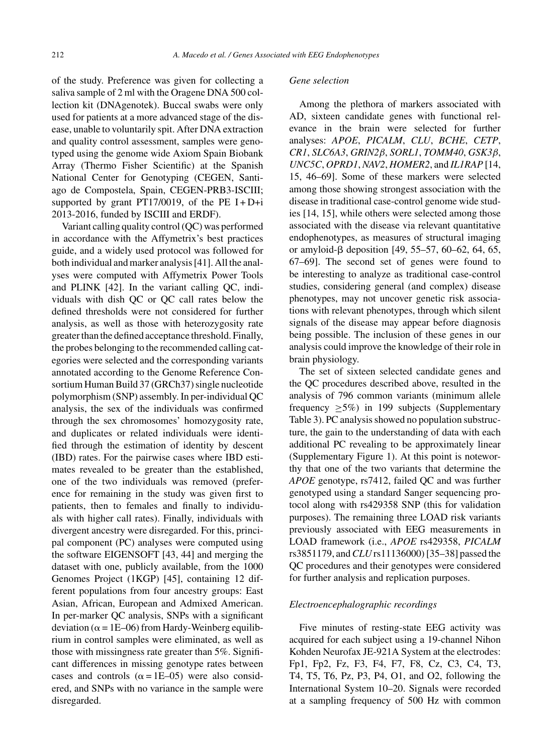of the study. Preference was given for collecting a saliva sample of 2 ml with the Oragene DNA 500 collection kit (DNAgenotek). Buccal swabs were only used for patients at a more advanced stage of the disease, unable to voluntarily spit. After DNA extraction and quality control assessment, samples were genotyped using the genome wide Axiom Spain Biobank Array (Thermo Fisher Scientific) at the Spanish National Center for Genotyping (CEGEN, Santiago de Compostela, Spain, CEGEN-PRB3-ISCIII; supported by grant PT17/0019, of the PE I + D+i 2013-2016, funded by ISCIII and ERDF).

Variant calling quality control (QC) was performed in accordance with the Affymetrix's best practices guide, and a widely used protocol was followed for both individual and marker analysis [41]. All the analyses were computed with Affymetrix Power Tools and PLINK [42]. In the variant calling QC, individuals with dish QC or QC call rates below the defined thresholds were not considered for further analysis, as well as those with heterozygosity rate greater than the defined acceptance threshold. Finally, the probes belonging to the recommended calling categories were selected and the corresponding variants annotated according to the Genome Reference Consortium Human Build 37 (GRCh37) single nucleotide polymorphism (SNP) assembly. In per-individual QC analysis, the sex of the individuals was confirmed through the sex chromosomes' homozygosity rate, and duplicates or related individuals were identified through the estimation of identity by descent (IBD) rates. For the pairwise cases where IBD estimates revealed to be greater than the established, one of the two individuals was removed (preference for remaining in the study was given first to patients, then to females and finally to individuals with higher call rates). Finally, individuals with divergent ancestry were disregarded. For this, principal component (PC) analyses were computed using the software EIGENSOFT [43, 44] and merging the dataset with one, publicly available, from the 1000 Genomes Project (1KGP) [45], containing 12 different populations from four ancestry groups: East Asian, African, European and Admixed American. In per-marker QC analysis, SNPs with a significant deviation ($\alpha$ = 1E–06) from Hardy-Weinberg equilibrium in control samples were eliminated, as well as those with missingness rate greater than 5%. Significant differences in missing genotype rates between cases and controls ($\alpha$ = 1E–05) were also considered, and SNPs with no variance in the sample were disregarded.

### *Gene selection*

Among the plethora of markers associated with AD, sixteen candidate genes with functional relevance in the brain were selected for further analyses: *APOE*, *PICALM*, *CLU*, *BCHE*, *CETP*, *CR1*, *SLC6A3*, *GRIN2β*, *SORL1*, *TOMM40*, *GSK3β*, *UNC5C*, *OPRD1*, *NAV2*, *HOMER2*, and *IL1RAP* [14, 15, 46–69]. Some of these markers were selected among those showing strongest association with the disease in traditional case-control genome wide studies [14, 15], while others were selected among those associated with the disease via relevant quantitative endophenotypes, as measures of structural imaging or amyloid-β deposition [49, 55–57, 60–62, 64, 65, 67–69]. The second set of genes were found to be interesting to analyze as traditional case-control studies, considering general (and complex) disease phenotypes, may not uncover genetic risk associations with relevant phenotypes, through which silent signals of the disease may appear before diagnosis being possible. The inclusion of these genes in our analysis could improve the knowledge of their role in brain physiology.

The set of sixteen selected candidate genes and the QC procedures described above, resulted in the analysis of 796 common variants (minimum allele frequency $\geq$5%) in 199 subjects (Supplementary Table 3). PC analysis showed no population substructure, the gain to the understanding of data with each additional PC revealing to be approximately linear (Supplementary Figure 1). At this point is noteworthy that one of the two variants that determine the *APOE* genotype, rs7412, failed QC and was further genotyped using a standard Sanger sequencing protocol along with rs429358 SNP (this for validation purposes). The remaining three LOAD risk variants previously associated with EEG measurements in LOAD framework (i.e., *APOE* rs429358, *PICALM* rs3851179, and *CLU* rs11136000) [35–38] passed the QC procedures and their genotypes were considered for further analysis and replication purposes.

### *Electroencephalographic recordings*

Five minutes of resting-state EEG activity was acquired for each subject using a 19-channel Nihon Kohden Neurofax JE-921A System at the electrodes: Fp1, Fp2, Fz, F3, F4, F7, F8, Cz, C3, C4, T3, T4, T5, T6, Pz, P3, P4, O1, and O2, following the International System 10–20. Signals were recorded at a sampling frequency of 500 Hz with common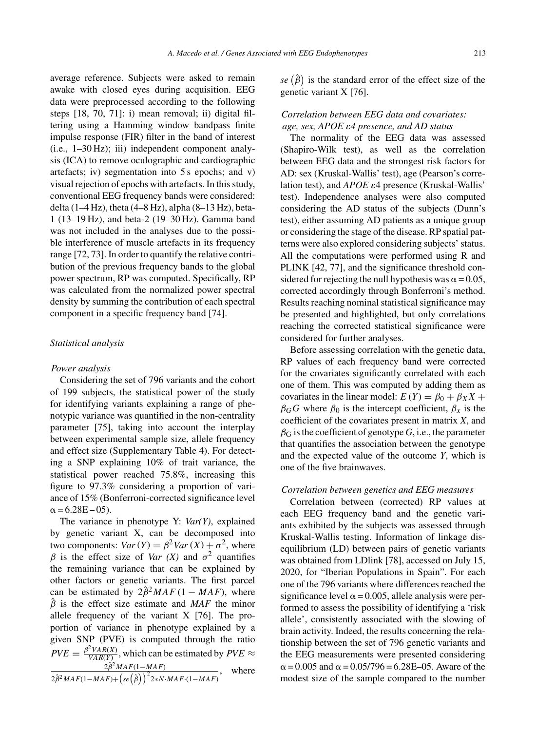average reference. Subjects were asked to remain awake with closed eyes during acquisition. EEG data were preprocessed according to the following steps [18, 70, 71]: i) mean removal; ii) digital filtering using a Hamming window bandpass finite impulse response (FIR) filter in the band of interest (i.e., 1–30 Hz); iii) independent component analysis (ICA) to remove oculographic and cardiographic artefacts; iv) segmentation into 5 s epochs; and v) visual rejection of epochs with artefacts. In this study, conventional EEG frequency bands were considered: delta (1–4 Hz), theta (4–8 Hz), alpha (8–13 Hz), beta-1 (13–19 Hz), and beta-2 (19–30 Hz). Gamma band was not included in the analyses due to the possible interference of muscle artefacts in its frequency range [72, 73]. In order to quantify the relative contribution of the previous frequency bands to the global power spectrum, RP was computed. Specifically, RP was calculated from the normalized power spectral density by summing the contribution of each spectral component in a specific frequency band [74].

### Statistical analysis

#### *Power analysis*

Considering the set of 796 variants and the cohort of 199 subjects, the statistical power of the study for identifying variants explaining a range of phenotypic variance was quantified in the non-centrality parameter [75], taking into account the interplay between experimental sample size, allele frequency and effect size (Supplementary Table 4). For detecting a SNP explaining 10% of trait variance, the statistical power reached 75.8%, increasing this figure to 97.3% considering a proportion of variance of 15% (Bonferroni-corrected significance level $\alpha = 6.28\text{E}-05$).

The variance in phenotype Y: *Var(Y)*, explained by genetic variant X, can be decomposed into two components: $Var(Y) = \beta^2 Var(X) + \sigma^2$, where $\beta$ is the effect size of *Var (X)* and $\sigma^2$ quantifies the remaining variance that can be explained by other factors or genetic variants. The first parcel can be estimated by $2\hat{\beta}^2 MAF(1 - MAF)$, where $\hat{\beta}$ is the effect size estimate and *MAF* the minor allele frequency of the variant X [76]. The proportion of variance in phenotype explained by a given SNP (PVE) is computed through the ratio $PVE = \frac{\beta^2 VAR(X)}{VAR(Y)}$, which can be estimated by $PVE \approx \frac{2\hat{\beta}^2 MAF(1-MAF)}{2\hat{\beta}^2 MAF(1-MAF)+\left(se\left(\hat{\beta}\right)\right)^2 2*N\cdot MAF\cdot(1-MAF)}$, where $se\left(\hat{\beta}\right)$ is the standard error of the effect size of the genetic variant X [76].

#### *Correlation between EEG data and covariates: age, sex, APOE ε4 presence, and AD status*

The normality of the EEG data was assessed (Shapiro-Wilk test), as well as the correlation between EEG data and the strongest risk factors for AD: sex (Kruskal-Wallis' test), age (Pearson's correlation test), and *APOE* ε4 presence (Kruskal-Wallis' test). Independence analyses were also computed considering the AD status of the subjects (Dunn's test), either assuming AD patients as a unique group or considering the stage of the disease. RP spatial patterns were also explored considering subjects' status. All the computations were performed using R and PLINK [42, 77], and the significance threshold considered for rejecting the null hypothesis was $\alpha = 0.05$, corrected accordingly through Bonferroni's method. Results reaching nominal statistical significance may be presented and highlighted, but only correlations reaching the corrected statistical significance were considered for further analyses.

Before assessing correlation with the genetic data, RP values of each frequency band were corrected for the covariates significantly correlated with each one of them. This was computed by adding them as covariates in the linear model: $E(Y) = \beta_0 + \beta_X X + \beta_G G$ where $\beta_0$ is the intercept coefficient, $\beta_x$ is the coefficient of the covariates present in matrix *X*, and $\beta_G$ is the coefficient of genotype *G*, i.e., the parameter that quantifies the association between the genotype and the expected value of the outcome *Y*, which is one of the five brainwaves.

#### *Correlation between genetics and EEG measures*

Correlation between (corrected) RP values at each EEG frequency band and the genetic variants exhibited by the subjects was assessed through Kruskal-Wallis testing. Information of linkage disequilibrium (LD) between pairs of genetic variants was obtained from LDlink [78], accessed on July 15, 2020, for "Iberian Populations in Spain". For each one of the 796 variants where differences reached the significance level $\alpha = 0.005$, allele analysis were performed to assess the possibility of identifying a 'risk allele', consistently associated with the slowing of brain activity. Indeed, the results concerning the relationship between the set of 796 genetic variants and the EEG measurements were presented considering $\alpha = 0.005$ and $\alpha = 0.05/796 = 6.28\text{E}-05$. Aware of the modest size of the sample compared to the number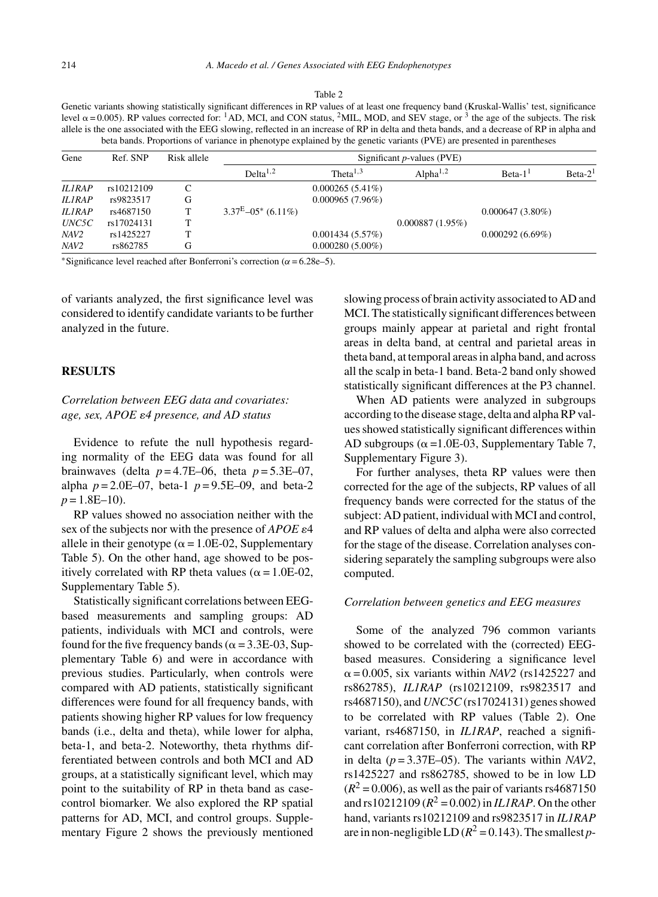Table 2

Genetic variants showing statistically significant differences in RP values of at least one frequency band (Kruskal-Wallis' test, significance level $\alpha = 0.005$). RP values corrected for: [1]AD, MCI, and CON status, [2]MIL, MOD, and SEV stage, or [3] the age of the subjects. The risk allele is the one associated with the EEG slowing, reflected in an increase of RP in delta and theta bands, and a decrease of RP in alpha and beta bands. Proportions of variance in phenotype explained by the genetic variants (PVE) are presented in parentheses

| Gene | Ref. SNP | Risk allele | Significant *p*-values (PVE) | | | | |
|---|---|---|---|---|---|---|---|
| | | | Delta[1,2] | Theta[1,3] | Alpha[1,2] | Beta-1[1] | Beta-2[1] |
| *IL1RAP* | rs10212109 | C | | 0.000265 (5.41%) | | | |
| *IL1RAP* | rs9823517 | G | | 0.000965 (7.96%) | | | |
| *IL1RAP* | rs4687150 | T | 3.37E–05* (6.11%) | | | 0.000647 (3.80%) | |
| *UNC5C* | rs17024131 | T | | | 0.000887 (1.95%) | | |
| *NAV2* | rs1425227 | T | | 0.001434 (5.57%) | | 0.000292 (6.69%) | |
| *NAV2* | rs862785 | G | | 0.000280 (5.00%) | | | |

*Significance level reached after Bonferroni's correction ($\alpha = 6.28\text{e–}5$).

of variants analyzed, the first significance level was considered to identify candidate variants to be further analyzed in the future.

## RESULTS

### *Correlation between EEG data and covariates: age, sex, APOE ε4 presence, and AD status*

Evidence to refute the null hypothesis regarding normality of the EEG data was found for all brainwaves (delta $p = 4.7\text{E–}06$, theta $p = 5.3\text{E–}07$, alpha $p = 2.0\text{E–}07$, beta-1 $p = 9.5\text{E–}09$, and beta-2 $p = 1.8\text{E–}10$).

RP values showed no association neither with the sex of the subjects nor with the presence of *APOE* ε4 allele in their genotype ($\alpha = 1.0\text{E-}02$, Supplementary Table 5). On the other hand, age showed to be positively correlated with RP theta values ($\alpha = 1.0\text{E-}02$, Supplementary Table 5).

Statistically significant correlations between EEG-based measurements and sampling groups: AD patients, individuals with MCI and controls, were found for the five frequency bands ($\alpha = 3.3\text{E-}03$, Supplementary Table 6) and were in accordance with previous studies. Particularly, when controls were compared with AD patients, statistically significant differences were found for all frequency bands, with patients showing higher RP values for low frequency bands (i.e., delta and theta), while lower for alpha, beta-1, and beta-2. Noteworthy, theta rhythms differentiated between controls and both MCI and AD groups, at a statistically significant level, which may point to the suitability of RP in theta band as case-control biomarker. We also explored the RP spatial patterns for AD, MCI, and control groups. Supplementary Figure 2 shows the previously mentioned slowing process of brain activity associated to AD and MCI. The statistically significant differences between groups mainly appear at parietal and right frontal areas in delta band, at central and parietal areas in theta band, at temporal areas in alpha band, and across all the scalp in beta-1 band. Beta-2 band only showed statistically significant differences at the P3 channel.

When AD patients were analyzed in subgroups according to the disease stage, delta and alpha RP values showed statistically significant differences within AD subgroups ($\alpha = 1.0\text{E-}03$, Supplementary Table 7, Supplementary Figure 3).

For further analyses, theta RP values were then corrected for the age of the subjects, RP values of all frequency bands were corrected for the status of the subject: AD patient, individual with MCI and control, and RP values of delta and alpha were also corrected for the stage of the disease. Correlation analyses considering separately the sampling subgroups were also computed.

### *Correlation between genetics and EEG measures*

Some of the analyzed 796 common variants showed to be correlated with the (corrected) EEG-based measures. Considering a significance level $\alpha = 0.005$, six variants within *NAV2* (rs1425227 and rs862785), *IL1RAP* (rs10212109, rs9823517 and rs4687150), and *UNC5C* (rs17024131) genes showed to be correlated with RP values (Table 2). One variant, rs4687150, in *IL1RAP*, reached a significant correlation after Bonferroni correction, with RP in delta ($p = 3.37\text{E–}05$). The variants within *NAV2*, rs1425227 and rs862785, showed to be in low LD ($R^2 = 0.006$), as well as the pair of variants rs4687150 and rs10212109 ($R^2 = 0.002$) in *IL1RAP*. On the other hand, variants rs10212109 and rs9823517 in *IL1RAP* are in non-negligible LD ($R^2 = 0.143$). The smallest *p*-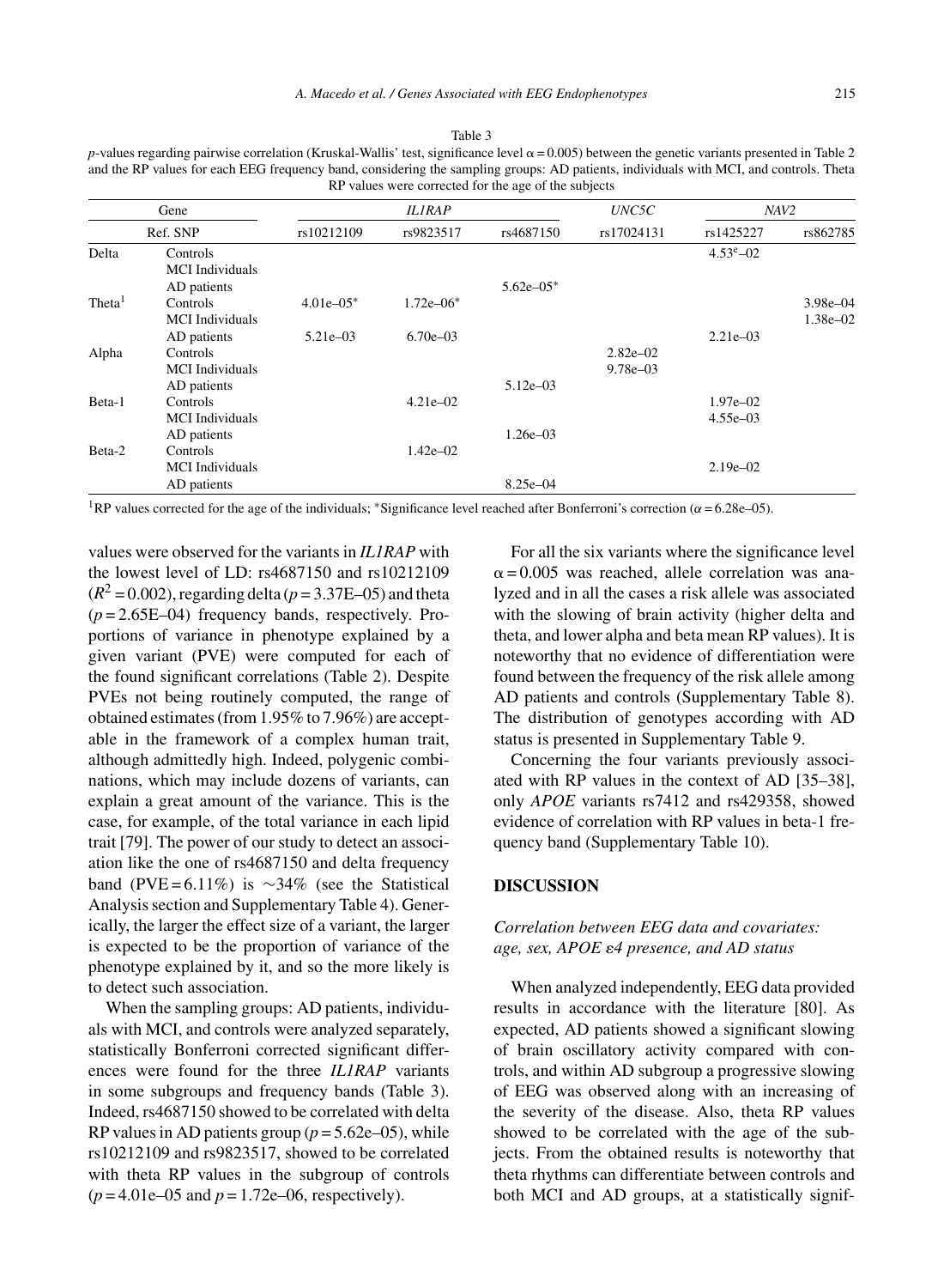Table 3

*p*-values regarding pairwise correlation (Kruskal-Wallis' test, significance level $\alpha = 0.005$) between the genetic variants presented in Table 2 and the RP values for each EEG frequency band, considering the sampling groups: AD patients, individuals with MCI, and controls. Theta RP values were corrected for the age of the subjects

| Gene | | *IL1RAP* | | | *UNC5C* | *NAV2* | |
|---|---|---|---|---|---|---|---|
| Ref. SNP | | rs10212109 | rs9823517 | rs4687150 | rs17024131 | rs1425227 | rs862785 |
| Delta | Controls | | | | | 4.53[e]–02 | |
| | MCI Individuals | | | | | | |
| | AD patients | | | 5.62e–05* | | | |
| Theta[1] | Controls | 4.01e–05* | 1.72e–06* | | | | 3.98e–04 |
| | MCI Individuals | | | | | | 1.38e–02 |
| | AD patients | 5.21e–03 | 6.70e–03 | | | 2.21e–03 | |
| Alpha | Controls | | | | 2.82e–02 | | |
| | MCI Individuals | | | | 9.78e–03 | | |
| | AD patients | | | 5.12e–03 | | | |
| Beta-1 | Controls | | 4.21e–02 | | | 1.97e–02 | |
| | MCI Individuals | | | | | 4.55e–03 | |
| | AD patients | | | 1.26e–03 | | | |
| Beta-2 | Controls | | 1.42e–02 | | | | |
| | MCI Individuals | | | | | 2.19e–02 | |
| | AD patients | | | 8.25e–04 | | | |

[1]RP values corrected for the age of the individuals; *Significance level reached after Bonferroni's correction ($\alpha = 6.28\text{e–}05$).

values were observed for the variants in *IL1RAP* with the lowest level of LD: rs4687150 and rs10212109 ($R^2 = 0.002$), regarding delta ($p = 3.37\text{E–}05$) and theta ($p = 2.65\text{E–}04$) frequency bands, respectively. Proportions of variance in phenotype explained by a given variant (PVE) were computed for each of the found significant correlations (Table 2). Despite PVEs not being routinely computed, the range of obtained estimates (from 1.95% to 7.96%) are acceptable in the framework of a complex human trait, although admittedly high. Indeed, polygenic combinations, which may include dozens of variants, can explain a great amount of the variance. This is the case, for example, of the total variance in each lipid trait [79]. The power of our study to detect an association like the one of rs4687150 and delta frequency band (PVE = 6.11%) is ∼34% (see the Statistical Analysis section and Supplementary Table 4). Generically, the larger the effect size of a variant, the larger is expected to be the proportion of variance of the phenotype explained by it, and so the more likely is to detect such association.

When the sampling groups: AD patients, individuals with MCI, and controls were analyzed separately, statistically Bonferroni corrected significant differences were found for the three *IL1RAP* variants in some subgroups and frequency bands (Table 3). Indeed, rs4687150 showed to be correlated with delta RP values in AD patients group ($p = 5.62\text{e–}05$), while rs10212109 and rs9823517, showed to be correlated with theta RP values in the subgroup of controls ($p = 4.01\text{e–}05$ and $p = 1.72\text{e–}06$, respectively).

For all the six variants where the significance level $\alpha = 0.005$ was reached, allele correlation was analyzed and in all the cases a risk allele was associated with the slowing of brain activity (higher delta and theta, and lower alpha and beta mean RP values). It is noteworthy that no evidence of differentiation were found between the frequency of the risk allele among AD patients and controls (Supplementary Table 8). The distribution of genotypes according with AD status is presented in Supplementary Table 9.

Concerning the four variants previously associated with RP values in the context of AD [35–38], only *APOE* variants rs7412 and rs429358, showed evidence of correlation with RP values in beta-1 frequency band (Supplementary Table 10).

## DISCUSSION

### *Correlation between EEG data and covariates: age, sex, APOE ε4 presence, and AD status*

When analyzed independently, EEG data provided results in accordance with the literature [80]. As expected, AD patients showed a significant slowing of brain oscillatory activity compared with controls, and within AD subgroup a progressive slowing of EEG was observed along with an increasing of the severity of the disease. Also, theta RP values showed to be correlated with the age of the subjects. From the obtained results is noteworthy that theta rhythms can differentiate between controls and both MCI and AD groups, at a statistically signif-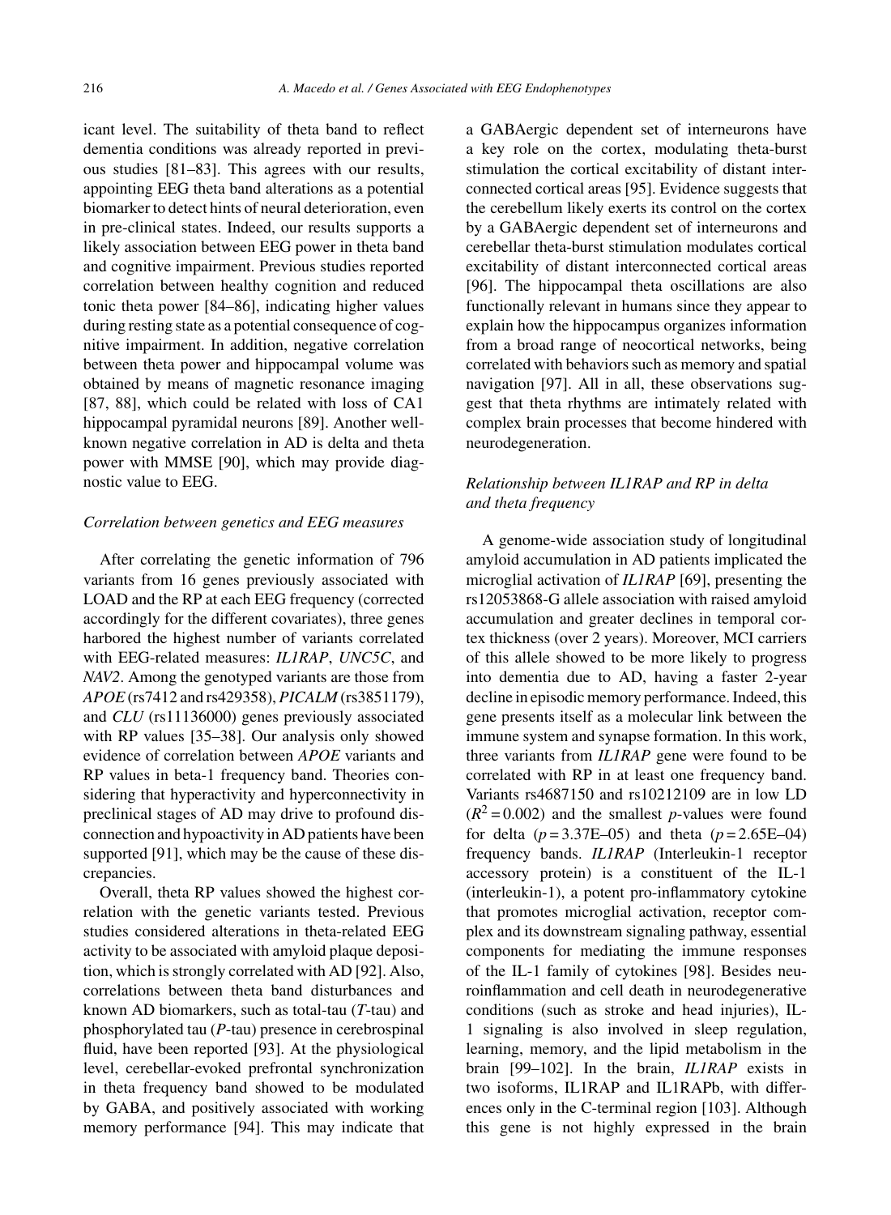icant level. The suitability of theta band to reflect dementia conditions was already reported in previous studies [81–83]. This agrees with our results, appointing EEG theta band alterations as a potential biomarker to detect hints of neural deterioration, even in pre-clinical states. Indeed, our results supports a likely association between EEG power in theta band and cognitive impairment. Previous studies reported correlation between healthy cognition and reduced tonic theta power [84–86], indicating higher values during resting state as a potential consequence of cognitive impairment. In addition, negative correlation between theta power and hippocampal volume was obtained by means of magnetic resonance imaging [87, 88], which could be related with loss of CA1 hippocampal pyramidal neurons [89]. Another well-known negative correlation in AD is delta and theta power with MMSE [90], which may provide diagnostic value to EEG.

### *Correlation between genetics and EEG measures*

After correlating the genetic information of 796 variants from 16 genes previously associated with LOAD and the RP at each EEG frequency (corrected accordingly for the different covariates), three genes harbored the highest number of variants correlated with EEG-related measures: *IL1RAP*, *UNC5C*, and *NAV2*. Among the genotyped variants are those from *APOE* (rs7412 and rs429358), *PICALM* (rs3851179), and *CLU* (rs11136000) genes previously associated with RP values [35–38]. Our analysis only showed evidence of correlation between *APOE* variants and RP values in beta-1 frequency band. Theories considering that hyperactivity and hyperconnectivity in preclinical stages of AD may drive to profound disconnection and hypoactivity in AD patients have been supported [91], which may be the cause of these discrepancies.

Overall, theta RP values showed the highest correlation with the genetic variants tested. Previous studies considered alterations in theta-related EEG activity to be associated with amyloid plaque deposition, which is strongly correlated with AD [92]. Also, correlations between theta band disturbances and known AD biomarkers, such as total-tau (*T*-tau) and phosphorylated tau (*P*-tau) presence in cerebrospinal fluid, have been reported [93]. At the physiological level, cerebellar-evoked prefrontal synchronization in theta frequency band showed to be modulated by GABA, and positively associated with working memory performance [94]. This may indicate that a GABAergic dependent set of interneurons have a key role on the cortex, modulating theta-burst stimulation the cortical excitability of distant interconnected cortical areas [95]. Evidence suggests that the cerebellum likely exerts its control on the cortex by a GABAergic dependent set of interneurons and cerebellar theta-burst stimulation modulates cortical excitability of distant interconnected cortical areas [96]. The hippocampal theta oscillations are also functionally relevant in humans since they appear to explain how the hippocampus organizes information from a broad range of neocortical networks, being correlated with behaviors such as memory and spatial navigation [97]. All in all, these observations suggest that theta rhythms are intimately related with complex brain processes that become hindered with neurodegeneration.

### *Relationship between IL1RAP and RP in delta and theta frequency*

A genome-wide association study of longitudinal amyloid accumulation in AD patients implicated the microglial activation of *IL1RAP* [69], presenting the rs12053868-G allele association with raised amyloid accumulation and greater declines in temporal cortex thickness (over 2 years). Moreover, MCI carriers of this allele showed to be more likely to progress into dementia due to AD, having a faster 2-year decline in episodic memory performance. Indeed, this gene presents itself as a molecular link between the immune system and synapse formation. In this work, three variants from *IL1RAP* gene were found to be correlated with RP in at least one frequency band. Variants rs4687150 and rs10212109 are in low LD ($R^2 = 0.002$) and the smallest *p*-values were found for delta ($p = 3.37\text{E–}05$) and theta ($p = 2.65\text{E–}04$) frequency bands. *IL1RAP* (Interleukin-1 receptor accessory protein) is a constituent of the IL-1 (interleukin-1), a potent pro-inflammatory cytokine that promotes microglial activation, receptor complex and its downstream signaling pathway, essential components for mediating the immune responses of the IL-1 family of cytokines [98]. Besides neuroinflammation and cell death in neurodegenerative conditions (such as stroke and head injuries), IL-1 signaling is also involved in sleep regulation, learning, memory, and the lipid metabolism in the brain [99–102]. In the brain, *IL1RAP* exists in two isoforms, IL1RAP and IL1RAPb, with differences only in the C-terminal region [103]. Although this gene is not highly expressed in the brain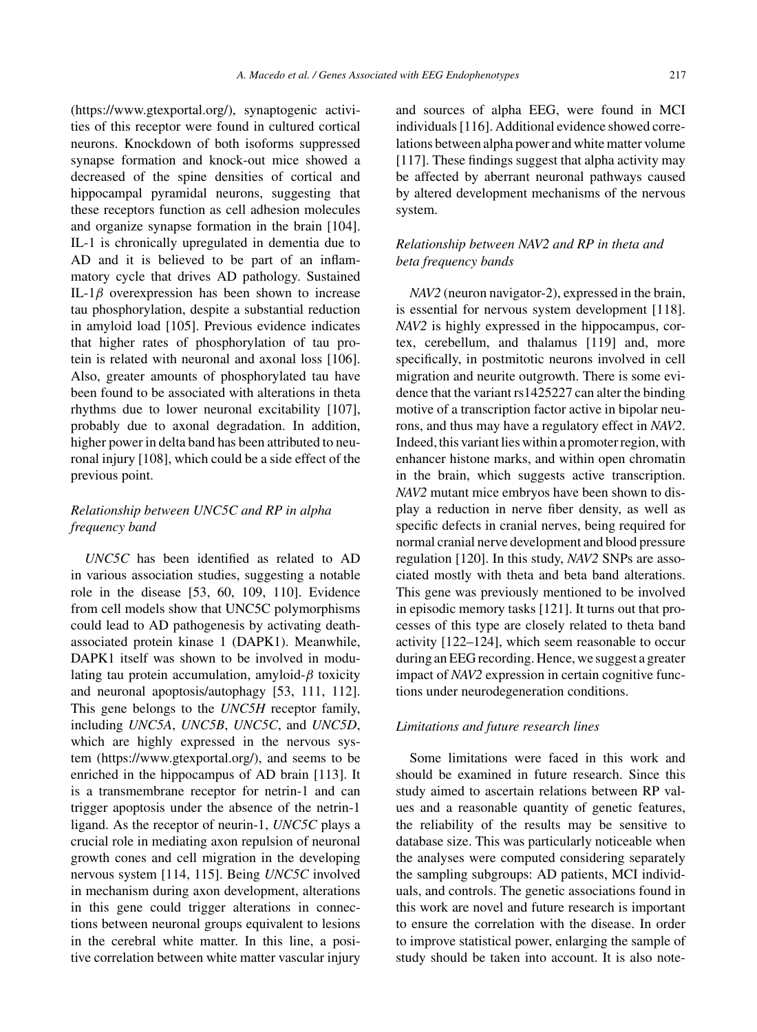(https://www.gtexportal.org/), synaptogenic activities of this receptor were found in cultured cortical neurons. Knockdown of both isoforms suppressed synapse formation and knock-out mice showed a decreased of the spine densities of cortical and hippocampal pyramidal neurons, suggesting that these receptors function as cell adhesion molecules and organize synapse formation in the brain [104]. IL-1 is chronically upregulated in dementia due to AD and it is believed to be part of an inflammatory cycle that drives AD pathology. Sustained IL-1$\beta$ overexpression has been shown to increase tau phosphorylation, despite a substantial reduction in amyloid load [105]. Previous evidence indicates that higher rates of phosphorylation of tau protein is related with neuronal and axonal loss [106]. Also, greater amounts of phosphorylated tau have been found to be associated with alterations in theta rhythms due to lower neuronal excitability [107], probably due to axonal degradation. In addition, higher power in delta band has been attributed to neuronal injury [108], which could be a side effect of the previous point.

### *Relationship between UNC5C and RP in alpha frequency band*

*UNC5C* has been identified as related to AD in various association studies, suggesting a notable role in the disease [53, 60, 109, 110]. Evidence from cell models show that UNC5C polymorphisms could lead to AD pathogenesis by activating death-associated protein kinase 1 (DAPK1). Meanwhile, DAPK1 itself was shown to be involved in modulating tau protein accumulation, amyloid-$\beta$ toxicity and neuronal apoptosis/autophagy [53, 111, 112]. This gene belongs to the *UNC5H* receptor family, including *UNC5A*, *UNC5B*, *UNC5C*, and *UNC5D*, which are highly expressed in the nervous system (https://www.gtexportal.org/), and seems to be enriched in the hippocampus of AD brain [113]. It is a transmembrane receptor for netrin-1 and can trigger apoptosis under the absence of the netrin-1 ligand. As the receptor of neurin-1, *UNC5C* plays a crucial role in mediating axon repulsion of neuronal growth cones and cell migration in the developing nervous system [114, 115]. Being *UNC5C* involved in mechanism during axon development, alterations in this gene could trigger alterations in connections between neuronal groups equivalent to lesions in the cerebral white matter. In this line, a positive correlation between white matter vascular injury and sources of alpha EEG, were found in MCI individuals [116]. Additional evidence showed correlations between alpha power and white matter volume [117]. These findings suggest that alpha activity may be affected by aberrant neuronal pathways caused by altered development mechanisms of the nervous system.

### *Relationship between NAV2 and RP in theta and beta frequency bands*

*NAV2* (neuron navigator-2), expressed in the brain, is essential for nervous system development [118]. *NAV2* is highly expressed in the hippocampus, cortex, cerebellum, and thalamus [119] and, more specifically, in postmitotic neurons involved in cell migration and neurite outgrowth. There is some evidence that the variant rs1425227 can alter the binding motive of a transcription factor active in bipolar neurons, and thus may have a regulatory effect in *NAV2*. Indeed, this variant lies within a promoter region, with enhancer histone marks, and within open chromatin in the brain, which suggests active transcription. *NAV2* mutant mice embryos have been shown to display a reduction in nerve fiber density, as well as specific defects in cranial nerves, being required for normal cranial nerve development and blood pressure regulation [120]. In this study, *NAV2* SNPs are associated mostly with theta and beta band alterations. This gene was previously mentioned to be involved in episodic memory tasks [121]. It turns out that processes of this type are closely related to theta band activity [122–124], which seem reasonable to occur during an EEG recording. Hence, we suggest a greater impact of *NAV2* expression in certain cognitive functions under neurodegeneration conditions.

### *Limitations and future research lines*

Some limitations were faced in this work and should be examined in future research. Since this study aimed to ascertain relations between RP values and a reasonable quantity of genetic features, the reliability of the results may be sensitive to database size. This was particularly noticeable when the analyses were computed considering separately the sampling subgroups: AD patients, MCI individuals, and controls. The genetic associations found in this work are novel and future research is important to ensure the correlation with the disease. In order to improve statistical power, enlarging the sample of study should be taken into account. It is also note-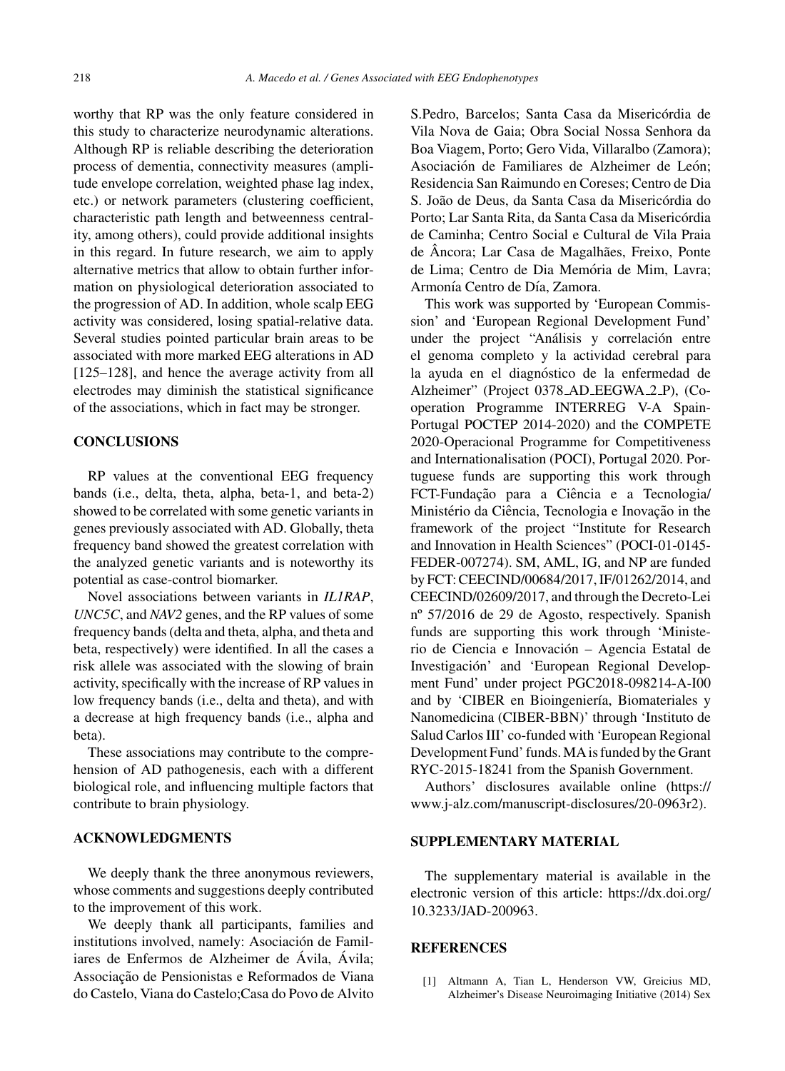worthy that RP was the only feature considered in this study to characterize neurodynamic alterations. Although RP is reliable describing the deterioration process of dementia, connectivity measures (amplitude envelope correlation, weighted phase lag index, etc.) or network parameters (clustering coefficient, characteristic path length and betweenness centrality, among others), could provide additional insights in this regard. In future research, we aim to apply alternative metrics that allow to obtain further information on physiological deterioration associated to the progression of AD. In addition, whole scalp EEG activity was considered, losing spatial-relative data. Several studies pointed particular brain areas to be associated with more marked EEG alterations in AD [125–128], and hence the average activity from all electrodes may diminish the statistical significance of the associations, which in fact may be stronger.

## CONCLUSIONS

RP values at the conventional EEG frequency bands (i.e., delta, theta, alpha, beta-1, and beta-2) showed to be correlated with some genetic variants in genes previously associated with AD. Globally, theta frequency band showed the greatest correlation with the analyzed genetic variants and is noteworthy its potential as case-control biomarker.

Novel associations between variants in *IL1RAP*, *UNC5C*, and *NAV2* genes, and the RP values of some frequency bands (delta and theta, alpha, and theta and beta, respectively) were identified. In all the cases a risk allele was associated with the slowing of brain activity, specifically with the increase of RP values in low frequency bands (i.e., delta and theta), and with a decrease at high frequency bands (i.e., alpha and beta).

These associations may contribute to the comprehension of AD pathogenesis, each with a different biological role, and influencing multiple factors that contribute to brain physiology.

## ACKNOWLEDGMENTS

We deeply thank the three anonymous reviewers, whose comments and suggestions deeply contributed to the improvement of this work.

We deeply thank all participants, families and institutions involved, namely: Asociación de Familiares de Enfermos de Alzheimer de Ávila, Ávila; Associação de Pensionistas e Reformados de Viana do Castelo, Viana do Castelo;Casa do Povo de Alvito S.Pedro, Barcelos; Santa Casa da Misericórdia de Vila Nova de Gaia; Obra Social Nossa Senhora da Boa Viagem, Porto; Gero Vida, Villaralbo (Zamora); Asociación de Familiares de Alzheimer de León; Residencia San Raimundo en Coreses; Centro de Dia S. João de Deus, da Santa Casa da Misericórdia do Porto; Lar Santa Rita, da Santa Casa da Misericórdia de Caminha; Centro Social e Cultural de Vila Praia de Âncora; Lar Casa de Magalhães, Freixo, Ponte de Lima; Centro de Dia Memória de Mim, Lavra; Armonía Centro de Día, Zamora.

This work was supported by 'European Commission' and 'European Regional Development Fund' under the project "Análisis y correlación entre el genoma completo y la actividad cerebral para la ayuda en el diagnóstico de la enfermedad de Alzheimer" (Project 0378_AD_EEGWA_2_P), (Cooperation Programme INTERREG V-A Spain-Portugal POCTEP 2014-2020) and the COMPETE 2020-Operacional Programme for Competitiveness and Internationalisation (POCI), Portugal 2020. Portuguese funds are supporting this work through FCT-Fundação para a Ciência e a Tecnologia/ Ministério da Ciência, Tecnologia e Inovação in the framework of the project "Institute for Research and Innovation in Health Sciences" (POCI-01-0145-FEDER-007274). SM, AML, IG, and NP are funded by FCT: CEECIND/00684/2017, IF/01262/2014, and CEECIND/02609/2017, and through the Decreto-Lei nº 57/2016 de 29 de Agosto, respectively. Spanish funds are supporting this work through 'Ministerio de Ciencia e Innovación – Agencia Estatal de Investigación' and 'European Regional Development Fund' under project PGC2018-098214-A-I00 and by 'CIBER en Bioingeniería, Biomateriales y Nanomedicina (CIBER-BBN)' through 'Instituto de Salud Carlos III' co-funded with 'European Regional Development Fund' funds. MA is funded by the Grant RYC-2015-18241 from the Spanish Government.

Authors' disclosures available online (https://www.j-alz.com/manuscript-disclosures/20-0963r2).

## SUPPLEMENTARY MATERIAL

The supplementary material is available in the electronic version of this article: https://dx.doi.org/10.3233/JAD-200963.

## REFERENCES

[1] Altmann A, Tian L, Henderson VW, Greicius MD, Alzheimer's Disease Neuroimaging Initiative (2014) Sex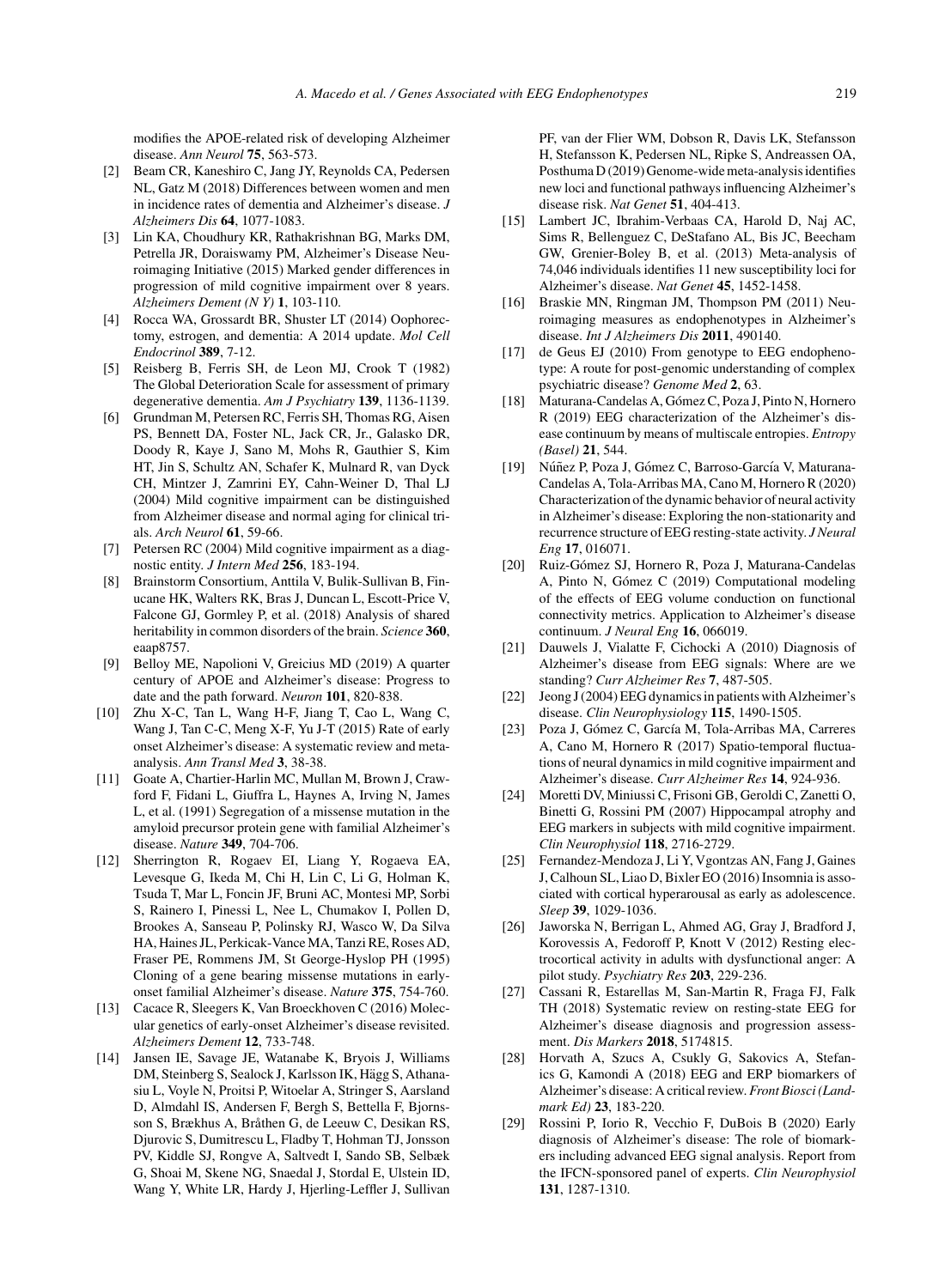modifies the APOE-related risk of developing Alzheimer disease. *Ann Neurol* **75**, 563-573.

[2] Beam CR, Kaneshiro C, Jang JY, Reynolds CA, Pedersen NL, Gatz M (2018) Differences between women and men in incidence rates of dementia and Alzheimer's disease. *J Alzheimers Dis* **64**, 1077-1083.

[3] Lin KA, Choudhury KR, Rathakrishnan BG, Marks DM, Petrella JR, Doraiswamy PM, Alzheimer's Disease Neuroimaging Initiative (2015) Marked gender differences in progression of mild cognitive impairment over 8 years. *Alzheimers Dement (N Y)* **1**, 103-110.

[4] Rocca WA, Grossardt BR, Shuster LT (2014) Oophorectomy, estrogen, and dementia: A 2014 update. *Mol Cell Endocrinol* **389**, 7-12.

[5] Reisberg B, Ferris SH, de Leon MJ, Crook T (1982) The Global Deterioration Scale for assessment of primary degenerative dementia. *Am J Psychiatry* **139**, 1136-1139.

[6] Grundman M, Petersen RC, Ferris SH, Thomas RG, Aisen PS, Bennett DA, Foster NL, Jack CR, Jr., Galasko DR, Doody R, Kaye J, Sano M, Mohs R, Gauthier S, Kim HT, Jin S, Schultz AN, Schafer K, Mulnard R, van Dyck CH, Mintzer J, Zamrini EY, Cahn-Weiner D, Thal LJ (2004) Mild cognitive impairment can be distinguished from Alzheimer disease and normal aging for clinical trials. *Arch Neurol* **61**, 59-66.

[7] Petersen RC (2004) Mild cognitive impairment as a diagnostic entity. *J Intern Med* **256**, 183-194.

[8] Brainstorm Consortium, Anttila V, Bulik-Sullivan B, Finucane HK, Walters RK, Bras J, Duncan L, Escott-Price V, Falcone GJ, Gormley P, et al. (2018) Analysis of shared heritability in common disorders of the brain. *Science* **360**, eaap8757.

[9] Belloy ME, Napolioni V, Greicius MD (2019) A quarter century of APOE and Alzheimer's disease: Progress to date and the path forward. *Neuron* **101**, 820-838.

[10] Zhu X-C, Tan L, Wang H-F, Jiang T, Cao L, Wang C, Wang J, Tan C-C, Meng X-F, Yu J-T (2015) Rate of early onset Alzheimer's disease: A systematic review and meta-analysis. *Ann Transl Med* **3**, 38-38.

[11] Goate A, Chartier-Harlin MC, Mullan M, Brown J, Crawford F, Fidani L, Giuffra L, Haynes A, Irving N, James L, et al. (1991) Segregation of a missense mutation in the amyloid precursor protein gene with familial Alzheimer's disease. *Nature* **349**, 704-706.

[12] Sherrington R, Rogaev EI, Liang Y, Rogaeva EA, Levesque G, Ikeda M, Chi H, Lin C, Li G, Holman K, Tsuda T, Mar L, Foncin JF, Bruni AC, Montesi MP, Sorbi S, Rainero I, Pinessi L, Nee L, Chumakov I, Pollen D, Brookes A, Sanseau P, Polinsky RJ, Wasco W, Da Silva HA, Haines JL, Perkicak-Vance MA, Tanzi RE, Roses AD, Fraser PE, Rommens JM, St George-Hyslop PH (1995) Cloning of a gene bearing missense mutations in early-onset familial Alzheimer's disease. *Nature* **375**, 754-760.

[13] Cacace R, Sleegers K, Van Broeckhoven C (2016) Molecular genetics of early-onset Alzheimer's disease revisited. *Alzheimers Dement* **12**, 733-748.

[14] Jansen IE, Savage JE, Watanabe K, Bryois J, Williams DM, Steinberg S, Sealock J, Karlsson IK, Hägg S, Athanasiu L, Voyle N, Proitsi P, Witoelar A, Stringer S, Aarsland D, Almdahl IS, Andersen F, Bergh S, Bettella F, Bjornsson S, Brækhus A, Bråthen G, de Leeuw C, Desikan RS, Djurovic S, Dumitrescu L, Fladby T, Hohman TJ, Jonsson PV, Kiddle SJ, Rongve A, Saltvedt I, Sando SB, Selbæk G, Shoai M, Skene NG, Snaedal J, Stordal E, Ulstein ID, Wang Y, White LR, Hardy J, Hjerling-Leffler J, Sullivan PF, van der Flier WM, Dobson R, Davis LK, Stefansson H, Stefansson K, Pedersen NL, Ripke S, Andreassen OA, Posthuma D (2019) Genome-wide meta-analysis identifies new loci and functional pathways influencing Alzheimer's disease risk. *Nat Genet* **51**, 404-413.

[15] Lambert JC, Ibrahim-Verbaas CA, Harold D, Naj AC, Sims R, Bellenguez C, DeStafano AL, Bis JC, Beecham GW, Grenier-Boley B, et al. (2013) Meta-analysis of 74,046 individuals identifies 11 new susceptibility loci for Alzheimer's disease. *Nat Genet* **45**, 1452-1458.

[16] Braskie MN, Ringman JM, Thompson PM (2011) Neuroimaging measures as endophenotypes in Alzheimer's disease. *Int J Alzheimers Dis* **2011**, 490140.

[17] de Geus EJ (2010) From genotype to EEG endophenotype: A route for post-genomic understanding of complex psychiatric disease? *Genome Med* **2**, 63.

[18] Maturana-Candelas A, Gómez C, Poza J, Pinto N, Hornero R (2019) EEG characterization of the Alzheimer's disease continuum by means of multiscale entropies. *Entropy (Basel)* **21**, 544.

[19] Núñez P, Poza J, Gómez C, Barroso-García V, Maturana-Candelas A, Tola-Arribas MA, Cano M, Hornero R (2020) Characterization of the dynamic behavior of neural activity in Alzheimer's disease: Exploring the non-stationarity and recurrence structure of EEG resting-state activity. *J Neural Eng* **17**, 016071.

[20] Ruiz-Gómez SJ, Hornero R, Poza J, Maturana-Candelas A, Pinto N, Gómez C (2019) Computational modeling of the effects of EEG volume conduction on functional connectivity metrics. Application to Alzheimer's disease continuum. *J Neural Eng* **16**, 066019.

[21] Dauwels J, Vialatte F, Cichocki A (2010) Diagnosis of Alzheimer's disease from EEG signals: Where are we standing? *Curr Alzheimer Res* **7**, 487-505.

[22] Jeong J (2004) EEG dynamics in patients with Alzheimer's disease. *Clin Neurophysiology* **115**, 1490-1505.

[23] Poza J, Gómez C, García M, Tola-Arribas MA, Carreres A, Cano M, Hornero R (2017) Spatio-temporal fluctuations of neural dynamics in mild cognitive impairment and Alzheimer's disease. *Curr Alzheimer Res* **14**, 924-936.

[24] Moretti DV, Miniussi C, Frisoni GB, Geroldi C, Zanetti O, Binetti G, Rossini PM (2007) Hippocampal atrophy and EEG markers in subjects with mild cognitive impairment. *Clin Neurophysiol* **118**, 2716-2729.

[25] Fernandez-Mendoza J, Li Y, Vgontzas AN, Fang J, Gaines J, Calhoun SL, Liao D, Bixler EO (2016) Insomnia is associated with cortical hyperarousal as early as adolescence. *Sleep* **39**, 1029-1036.

[26] Jaworska N, Berrigan L, Ahmed AG, Gray J, Bradford J, Korovessis A, Fedoroff P, Knott V (2012) Resting electrocortical activity in adults with dysfunctional anger: A pilot study. *Psychiatry Res* **203**, 229-236.

[27] Cassani R, Estarellas M, San-Martin R, Fraga FJ, Falk TH (2018) Systematic review on resting-state EEG for Alzheimer's disease diagnosis and progression assessment. *Dis Markers* **2018**, 5174815.

[28] Horvath A, Szucs A, Csukly G, Sakovics A, Stefanics G, Kamondi A (2018) EEG and ERP biomarkers of Alzheimer's disease: A critical review. *Front Biosci (Landmark Ed)* **23**, 183-220.

[29] Rossini P, Iorio R, Vecchio F, DuBois B (2020) Early diagnosis of Alzheimer's disease: The role of biomarkers including advanced EEG signal analysis. Report from the IFCN-sponsored panel of experts. *Clin Neurophysiol* **131**, 1287-1310.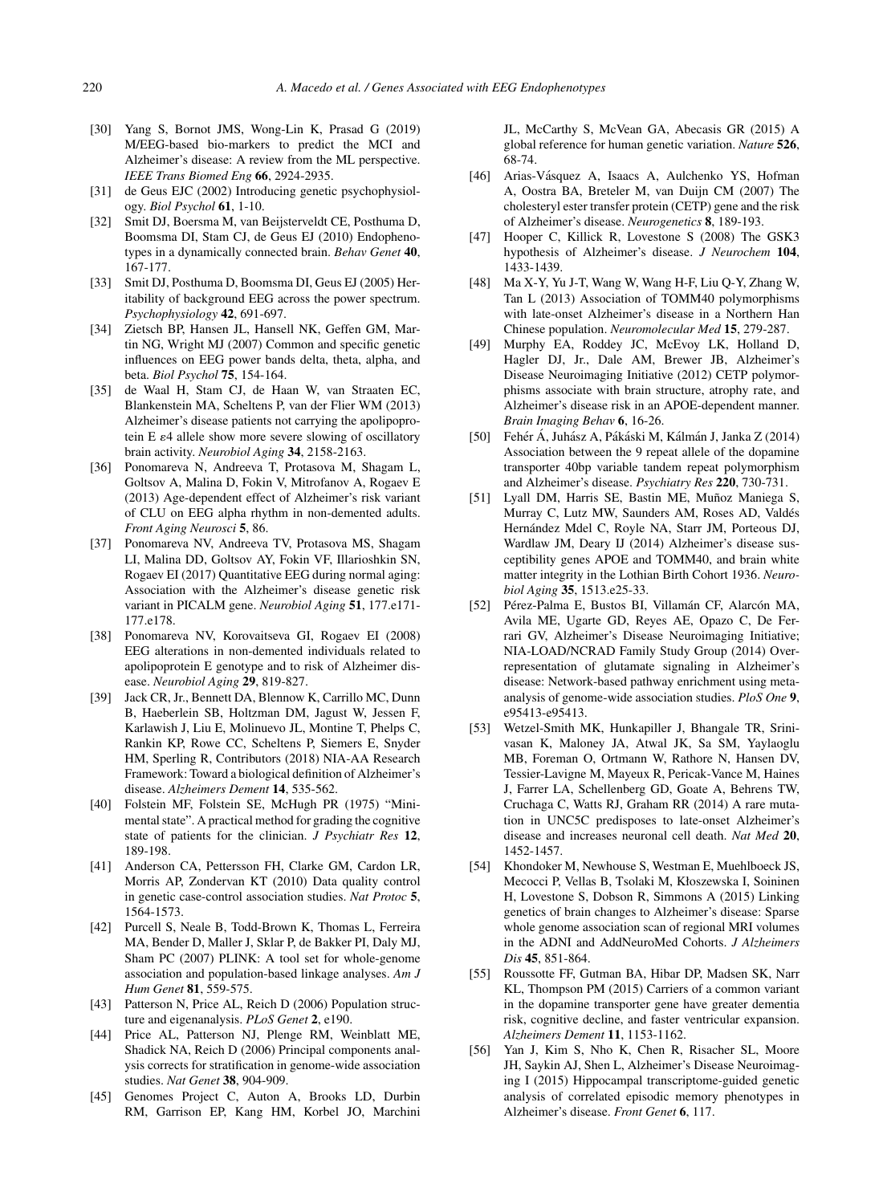[30] Yang S, Bornot JMS, Wong-Lin K, Prasad G (2019) M/EEG-based bio-markers to predict the MCI and Alzheimer's disease: A review from the ML perspective. *IEEE Trans Biomed Eng* **66**, 2924-2935.

[31] de Geus EJC (2002) Introducing genetic psychophysiology. *Biol Psychol* **61**, 1-10.

[32] Smit DJ, Boersma M, van Beijsterveldt CE, Posthuma D, Boomsma DI, Stam CJ, de Geus EJ (2010) Endophenotypes in a dynamically connected brain. *Behav Genet* **40**, 167-177.

[33] Smit DJ, Posthuma D, Boomsma DI, Geus EJ (2005) Heritability of background EEG across the power spectrum. *Psychophysiology* **42**, 691-697.

[34] Zietsch BP, Hansen JL, Hansell NK, Geffen GM, Martin NG, Wright MJ (2007) Common and specific genetic influences on EEG power bands delta, theta, alpha, and beta. *Biol Psychol* **75**, 154-164.

[35] de Waal H, Stam CJ, de Haan W, van Straaten EC, Blankenstein MA, Scheltens P, van der Flier WM (2013) Alzheimer's disease patients not carrying the apolipoprotein E ε4 allele show more severe slowing of oscillatory brain activity. *Neurobiol Aging* **34**, 2158-2163.

[36] Ponomareva N, Andreeva T, Protasova M, Shagam L, Goltsov A, Malina D, Fokin V, Mitrofanov A, Rogaev E (2013) Age-dependent effect of Alzheimer's risk variant of CLU on EEG alpha rhythm in non-demented adults. *Front Aging Neurosci* **5**, 86.

[37] Ponomareva NV, Andreeva TV, Protasova MS, Shagam LI, Malina DD, Goltsov AY, Fokin VF, Illarioshkin SN, Rogaev EI (2017) Quantitative EEG during normal aging: Association with the Alzheimer's disease genetic risk variant in PICALM gene. *Neurobiol Aging* **51**, 177.e171-177.e178.

[38] Ponomareva NV, Korovaitseva GI, Rogaev EI (2008) EEG alterations in non-demented individuals related to apolipoprotein E genotype and to risk of Alzheimer disease. *Neurobiol Aging* **29**, 819-827.

[39] Jack CR, Jr., Bennett DA, Blennow K, Carrillo MC, Dunn B, Haeberlein SB, Holtzman DM, Jagust W, Jessen F, Karlawish J, Liu E, Molinuevo JL, Montine T, Phelps C, Rankin KP, Rowe CC, Scheltens P, Siemers E, Snyder HM, Sperling R, Contributors (2018) NIA-AA Research Framework: Toward a biological definition of Alzheimer's disease. *Alzheimers Dement* **14**, 535-562.

[40] Folstein MF, Folstein SE, McHugh PR (1975) "Mini-mental state". A practical method for grading the cognitive state of patients for the clinician. *J Psychiatr Res* **12**, 189-198.

[41] Anderson CA, Pettersson FH, Clarke GM, Cardon LR, Morris AP, Zondervan KT (2010) Data quality control in genetic case-control association studies. *Nat Protoc* **5**, 1564-1573.

[42] Purcell S, Neale B, Todd-Brown K, Thomas L, Ferreira MA, Bender D, Maller J, Sklar P, de Bakker PI, Daly MJ, Sham PC (2007) PLINK: A tool set for whole-genome association and population-based linkage analyses. *Am J Hum Genet* **81**, 559-575.

[43] Patterson N, Price AL, Reich D (2006) Population structure and eigenanalysis. *PLoS Genet* **2**, e190.

[44] Price AL, Patterson NJ, Plenge RM, Weinblatt ME, Shadick NA, Reich D (2006) Principal components analysis corrects for stratification in genome-wide association studies. *Nat Genet* **38**, 904-909.

[45] Genomes Project C, Auton A, Brooks LD, Durbin RM, Garrison EP, Kang HM, Korbel JO, Marchini JL, McCarthy S, McVean GA, Abecasis GR (2015) A global reference for human genetic variation. *Nature* **526**, 68-74.

[46] Arias-Vásquez A, Isaacs A, Aulchenko YS, Hofman A, Oostra BA, Breteler M, van Duijn CM (2007) The cholesteryl ester transfer protein (CETP) gene and the risk of Alzheimer's disease. *Neurogenetics* **8**, 189-193.

[47] Hooper C, Killick R, Lovestone S (2008) The GSK3 hypothesis of Alzheimer's disease. *J Neurochem* **104**, 1433-1439.

[48] Ma X-Y, Yu J-T, Wang W, Wang H-F, Liu Q-Y, Zhang W, Tan L (2013) Association of TOMM40 polymorphisms with late-onset Alzheimer's disease in a Northern Han Chinese population. *Neuromolecular Med* **15**, 279-287.

[49] Murphy EA, Roddey JC, McEvoy LK, Holland D, Hagler DJ, Jr., Dale AM, Brewer JB, Alzheimer's Disease Neuroimaging Initiative (2012) CETP polymorphisms associate with brain structure, atrophy rate, and Alzheimer's disease risk in an APOE-dependent manner. *Brain Imaging Behav* **6**, 16-26.

[50] Fehér Á, Juhász A, Pákáski M, Kálmán J, Janka Z (2014) Association between the 9 repeat allele of the dopamine transporter 40bp variable tandem repeat polymorphism and Alzheimer's disease. *Psychiatry Res* **220**, 730-731.

[51] Lyall DM, Harris SE, Bastin ME, Muñoz Maniega S, Murray C, Lutz MW, Saunders AM, Roses AD, Valdés Hernández Mdel C, Royle NA, Starr JM, Porteous DJ, Wardlaw JM, Deary IJ (2014) Alzheimer's disease susceptibility genes APOE and TOMM40, and brain white matter integrity in the Lothian Birth Cohort 1936. *Neurobiol Aging* **35**, 1513.e25-33.

[52] Pérez-Palma E, Bustos BI, Villamán CF, Alarcón MA, Avila ME, Ugarte GD, Reyes AE, Opazo C, De Ferrari GV, Alzheimer's Disease Neuroimaging Initiative; NIA-LOAD/NCRAD Family Study Group (2014) Overrepresentation of glutamate signaling in Alzheimer's disease: Network-based pathway enrichment using meta-analysis of genome-wide association studies. *PloS One* **9**, e95413-e95413.

[53] Wetzel-Smith MK, Hunkapiller J, Bhangale TR, Srinivasan K, Maloney JA, Atwal JK, Sa SM, Yaylaoglu MB, Foreman O, Ortmann W, Rathore N, Hansen DV, Tessier-Lavigne M, Mayeux R, Pericak-Vance M, Haines J, Farrer LA, Schellenberg GD, Goate A, Behrens TW, Cruchaga C, Watts RJ, Graham RR (2014) A rare mutation in UNC5C predisposes to late-onset Alzheimer's disease and increases neuronal cell death. *Nat Med* **20**, 1452-1457.

[54] Khondoker M, Newhouse S, Westman E, Muehlboeck JS, Mecocci P, Vellas B, Tsolaki M, Kłoszewska I, Soininen H, Lovestone S, Dobson R, Simmons A (2015) Linking genetics of brain changes to Alzheimer's disease: Sparse whole genome association scan of regional MRI volumes in the ADNI and AddNeuroMed Cohorts. *J Alzheimers Dis* **45**, 851-864.

[55] Roussotte FF, Gutman BA, Hibar DP, Madsen SK, Narr KL, Thompson PM (2015) Carriers of a common variant in the dopamine transporter gene have greater dementia risk, cognitive decline, and faster ventricular expansion. *Alzheimers Dement* **11**, 1153-1162.

[56] Yan J, Kim S, Nho K, Chen R, Risacher SL, Moore JH, Saykin AJ, Shen L, Alzheimer's Disease Neuroimaging I (2015) Hippocampal transcriptome-guided genetic analysis of correlated episodic memory phenotypes in Alzheimer's disease. *Front Genet* **6**, 117.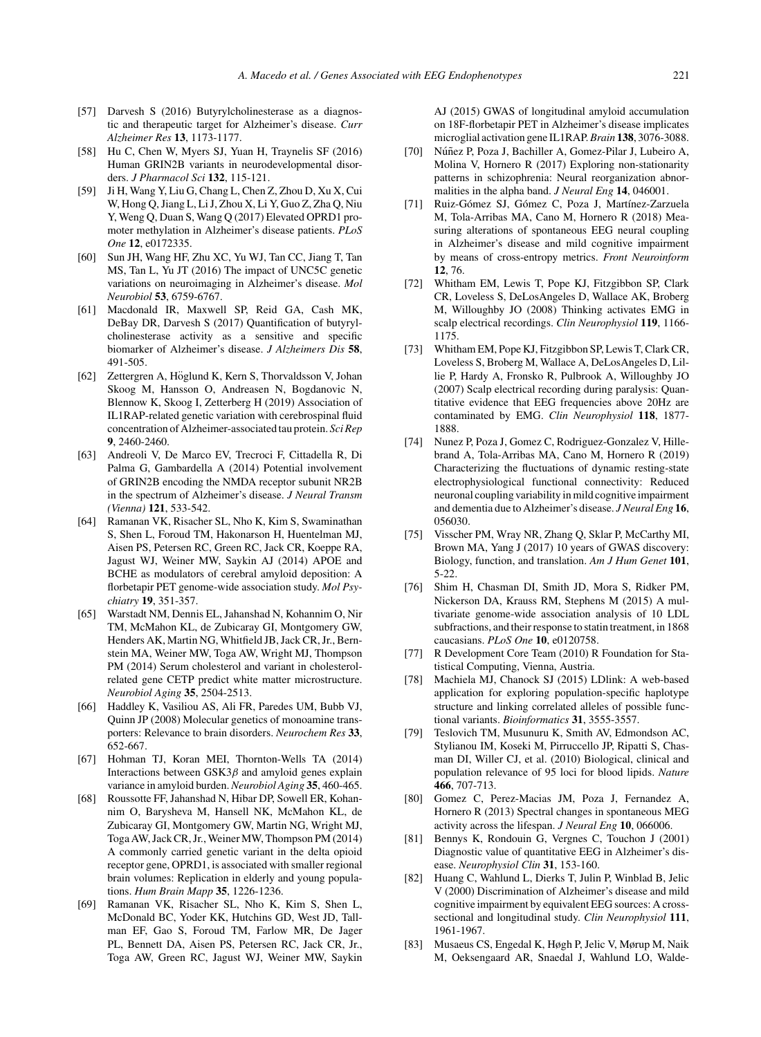[57] Darvesh S (2016) Butyrylcholinesterase as a diagnostic and therapeutic target for Alzheimer's disease. *Curr Alzheimer Res* **13**, 1173-1177.

[58] Hu C, Chen W, Myers SJ, Yuan H, Traynelis SF (2016) Human GRIN2B variants in neurodevelopmental disorders. *J Pharmacol Sci* **132**, 115-121.

[59] Ji H, Wang Y, Liu G, Chang L, Chen Z, Zhou D, Xu X, Cui W, Hong Q, Jiang L, Li J, Zhou X, Li Y, Guo Z, Zha Q, Niu Y, Weng Q, Duan S, Wang Q (2017) Elevated OPRD1 promoter methylation in Alzheimer's disease patients. *PLoS One* **12**, e0172335.

[60] Sun JH, Wang HF, Zhu XC, Yu WJ, Tan CC, Jiang T, Tan MS, Tan L, Yu JT (2016) The impact of UNC5C genetic variations on neuroimaging in Alzheimer's disease. *Mol Neurobiol* **53**, 6759-6767.

[61] Macdonald IR, Maxwell SP, Reid GA, Cash MK, DeBay DR, Darvesh S (2017) Quantification of butyrylcholinesterase activity as a sensitive and specific biomarker of Alzheimer's disease. *J Alzheimers Dis* **58**, 491-505.

[62] Zettergren A, Höglund K, Kern S, Thorvaldsson V, Johan Skoog M, Hansson O, Andreasen N, Bogdanovic N, Blennow K, Skoog I, Zetterberg H (2019) Association of IL1RAP-related genetic variation with cerebrospinal fluid concentration of Alzheimer-associated tau protein. *Sci Rep* **9**, 2460-2460.

[63] Andreoli V, De Marco EV, Trecroci F, Cittadella R, Di Palma G, Gambardella A (2014) Potential involvement of GRIN2B encoding the NMDA receptor subunit NR2B in the spectrum of Alzheimer's disease. *J Neural Transm (Vienna)* **121**, 533-542.

[64] Ramanan VK, Risacher SL, Nho K, Kim S, Swaminathan S, Shen L, Foroud TM, Hakonarson H, Huentelman MJ, Aisen PS, Petersen RC, Green RC, Jack CR, Koeppe RA, Jagust WJ, Weiner MW, Saykin AJ (2014) APOE and BCHE as modulators of cerebral amyloid deposition: A florbetapir PET genome-wide association study. *Mol Psychiatry* **19**, 351-357.

[65] Warstadt NM, Dennis EL, Jahanshad N, Kohannim O, Nir TM, McMahon KL, de Zubicaray GI, Montgomery GW, Henders AK, Martin NG, Whitfield JB, Jack CR, Jr., Bernstein MA, Weiner MW, Toga AW, Wright MJ, Thompson PM (2014) Serum cholesterol and variant in cholesterol-related gene CETP predict white matter microstructure. *Neurobiol Aging* **35**, 2504-2513.

[66] Haddley K, Vasiliou AS, Ali FR, Paredes UM, Bubb VJ, Quinn JP (2008) Molecular genetics of monoamine transporters: Relevance to brain disorders. *Neurochem Res* **33**, 652-667.

[67] Hohman TJ, Koran MEI, Thornton-Wells TA (2014) Interactions between GSK3$\beta$ and amyloid genes explain variance in amyloid burden. *Neurobiol Aging* **35**, 460-465.

[68] Roussotte FF, Jahanshad N, Hibar DP, Sowell ER, Kohannim O, Barysheva M, Hansell NK, McMahon KL, de Zubicaray GI, Montgomery GW, Martin NG, Wright MJ, Toga AW, Jack CR, Jr., Weiner MW, Thompson PM (2014) A commonly carried genetic variant in the delta opioid receptor gene, OPRD1, is associated with smaller regional brain volumes: Replication in elderly and young populations. *Hum Brain Mapp* **35**, 1226-1236.

[69] Ramanan VK, Risacher SL, Nho K, Kim S, Shen L, McDonald BC, Yoder KK, Hutchins GD, West JD, Tallman EF, Gao S, Foroud TM, Farlow MR, De Jager PL, Bennett DA, Aisen PS, Petersen RC, Jack CR, Jr., Toga AW, Green RC, Jagust WJ, Weiner MW, Saykin AJ (2015) GWAS of longitudinal amyloid accumulation on 18F-florbetapir PET in Alzheimer's disease implicates microglial activation gene IL1RAP. *Brain* **138**, 3076-3088.

[70] Núñez P, Poza J, Bachiller A, Gomez-Pilar J, Lubeiro A, Molina V, Hornero R (2017) Exploring non-stationarity patterns in schizophrenia: Neural reorganization abnormalities in the alpha band. *J Neural Eng* **14**, 046001.

[71] Ruiz-Gómez SJ, Gómez C, Poza J, Martínez-Zarzuela M, Tola-Arribas MA, Cano M, Hornero R (2018) Measuring alterations of spontaneous EEG neural coupling in Alzheimer's disease and mild cognitive impairment by means of cross-entropy metrics. *Front Neuroinform* **12**, 76.

[72] Whitham EM, Lewis T, Pope KJ, Fitzgibbon SP, Clark CR, Loveless S, DeLosAngeles D, Wallace AK, Broberg M, Willoughby JO (2008) Thinking activates EMG in scalp electrical recordings. *Clin Neurophysiol* **119**, 1166-1175.

[73] Whitham EM, Pope KJ, Fitzgibbon SP, Lewis T, Clark CR, Loveless S, Broberg M, Wallace A, DeLosAngeles D, Lillie P, Hardy A, Fronsko R, Pulbrook A, Willoughby JO (2007) Scalp electrical recording during paralysis: Quantitative evidence that EEG frequencies above 20Hz are contaminated by EMG. *Clin Neurophysiol* **118**, 1877-1888.

[74] Nunez P, Poza J, Gomez C, Rodriguez-Gonzalez V, Hillebrand A, Tola-Arribas MA, Cano M, Hornero R (2019) Characterizing the fluctuations of dynamic resting-state electrophysiological functional connectivity: Reduced neuronal coupling variability in mild cognitive impairment and dementia due to Alzheimer's disease. *J Neural Eng* **16**, 056030.

[75] Visscher PM, Wray NR, Zhang Q, Sklar P, McCarthy MI, Brown MA, Yang J (2017) 10 years of GWAS discovery: Biology, function, and translation. *Am J Hum Genet* **101**, 5-22.

[76] Shim H, Chasman DI, Smith JD, Mora S, Ridker PM, Nickerson DA, Krauss RM, Stephens M (2015) A multivariate genome-wide association analysis of 10 LDL subfractions, and their response to statin treatment, in 1868 caucasians. *PLoS One* **10**, e0120758.

[77] R Development Core Team (2010) R Foundation for Statistical Computing, Vienna, Austria.

[78] Machiela MJ, Chanock SJ (2015) LDlink: A web-based application for exploring population-specific haplotype structure and linking correlated alleles of possible functional variants. *Bioinformatics* **31**, 3555-3557.

[79] Teslovich TM, Musunuru K, Smith AV, Edmondson AC, Stylianou IM, Koseki M, Pirruccello JP, Ripatti S, Chasman DI, Willer CJ, et al. (2010) Biological, clinical and population relevance of 95 loci for blood lipids. *Nature* **466**, 707-713.

[80] Gomez C, Perez-Macias JM, Poza J, Fernandez A, Hornero R (2013) Spectral changes in spontaneous MEG activity across the lifespan. *J Neural Eng* **10**, 066006.

[81] Bennys K, Rondouin G, Vergnes C, Touchon J (2001) Diagnostic value of quantitative EEG in Alzheimer's disease. *Neurophysiol Clin* **31**, 153-160.

[82] Huang C, Wahlund L, Dierks T, Julin P, Winblad B, Jelic V (2000) Discrimination of Alzheimer's disease and mild cognitive impairment by equivalent EEG sources: A cross-sectional and longitudinal study. *Clin Neurophysiol* **111**, 1961-1967.

[83] Musaeus CS, Engedal K, Høgh P, Jelic V, Mørup M, Naik M, Oeksengaard AR, Snaedal J, Wahlund LO, Walde-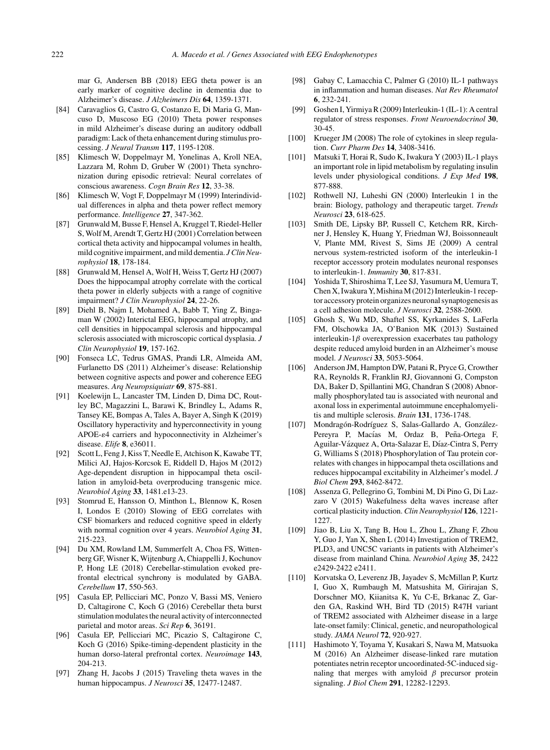mar G, Andersen BB (2018) EEG theta power is an early marker of cognitive decline in dementia due to Alzheimer's disease. *J Alzheimers Dis* **64**, 1359-1371.

[84] Caravaglios G, Castro G, Costanzo E, Di Maria G, Mancuso D, Muscoso EG (2010) Theta power responses in mild Alzheimer's disease during an auditory oddball paradigm: Lack of theta enhancement during stimulus processing. *J Neural Transm* **117**, 1195-1208.

[85] Klimesch W, Doppelmayr M, Yonelinas A, Kroll NEA, Lazzara M, Rohm D, Gruber W (2001) Theta synchronization during episodic retrieval: Neural correlates of conscious awareness. *Cogn Brain Res* **12**, 33-38.

[86] Klimesch W, Vogt F, Doppelmayr M (1999) Interindividual differences in alpha and theta power reflect memory performance. *Intelligence* **27**, 347-362.

[87] Grunwald M, Busse F, Hensel A, Kruggel T, Riedel-Heller S, Wolf M, Arendt T, Gertz HJ (2001) Correlation between cortical theta activity and hippocampal volumes in health, mild cognitive impairment, and mild dementia. *J Clin Neurophysiol* **18**, 178-184.

[88] Grunwald M, Hensel A, Wolf H, Weiss T, Gertz HJ (2007) Does the hippocampal atrophy correlate with the cortical theta power in elderly subjects with a range of cognitive impairment? *J Clin Neurophysiol* **24**, 22-26.

[89] Diehl B, Najm I, Mohamed A, Babb T, Ying Z, Bingaman W (2002) Interictal EEG, hippocampal atrophy, and cell densities in hippocampal sclerosis and hippocampal sclerosis associated with microscopic cortical dysplasia. *J Clin Neurophysiol* **19**, 157-162.

[90] Fonseca LC, Tedrus GMAS, Prandi LR, Almeida AM, Furlanetto DS (2011) Alzheimer's disease: Relationship between cognitive aspects and power and coherence EEG measures. *Arq Neuropsiquiatr* **69**, 875-881.

[91] Koelewijn L, Lancaster TM, Linden D, Dima DC, Routley BC, Magazzini L, Barawi K, Brindley L, Adams R, Tansey KE, Bompas A, Tales A, Bayer A, Singh K (2019) Oscillatory hyperactivity and hyperconnectivity in young APOE-$\varepsilon$4 carriers and hypoconnectivity in Alzheimer's disease. *Elife* **8**, e36011.

[92] Scott L, Feng J, Kiss T, Needle E, Atchison K, Kawabe TT, Milici AJ, Hajos-Korcsok E, Riddell D, Hajos M (2012) Age-dependent disruption in hippocampal theta oscillation in amyloid-beta overproducing transgenic mice. *Neurobiol Aging* **33**, 1481.e13-23.

[93] Stomrud E, Hansson O, Minthon L, Blennow K, Rosen I, Londos E (2010) Slowing of EEG correlates with CSF biomarkers and reduced cognitive speed in elderly with normal cognition over 4 years. *Neurobiol Aging* **31**, 215-223.

[94] Du XM, Rowland LM, Summerfelt A, Choa FS, Wittenberg GF, Wisner K, Wijtenburg A, Chiappelli J, Kochunov P, Hong LE (2018) Cerebellar-stimulation evoked prefrontal electrical synchrony is modulated by GABA. *Cerebellum* **17**, 550-563.

[95] Casula EP, Pellicciari MC, Ponzo V, Bassi MS, Veniero D, Caltagirone C, Koch G (2016) Cerebellar theta burst stimulation modulates the neural activity of interconnected parietal and motor areas. *Sci Rep* **6**, 36191.

[96] Casula EP, Pellicciari MC, Picazio S, Caltagirone C, Koch G (2016) Spike-timing-dependent plasticity in the human dorso-lateral prefrontal cortex. *Neuroimage* **143**, 204-213.

[97] Zhang H, Jacobs J (2015) Traveling theta waves in the human hippocampus. *J Neurosci* **35**, 12477-12487.

[98] Gabay C, Lamacchia C, Palmer G (2010) IL-1 pathways in inflammation and human diseases. *Nat Rev Rheumatol* **6**, 232-241.

[99] Goshen I, Yirmiya R (2009) Interleukin-1 (IL-1): A central regulator of stress responses. *Front Neuroendocrinol* **30**, 30-45.

[100] Krueger JM (2008) The role of cytokines in sleep regulation. *Curr Pharm Des* **14**, 3408-3416.

[101] Matsuki T, Horai R, Sudo K, Iwakura Y (2003) IL-1 plays an important role in lipid metabolism by regulating insulin levels under physiological conditions. *J Exp Med* **198**, 877-888.

[102] Rothwell NJ, Luheshi GN (2000) Interleukin 1 in the brain: Biology, pathology and therapeutic target. *Trends Neurosci* **23**, 618-625.

[103] Smith DE, Lipsky BP, Russell C, Ketchem RR, Kirchner J, Hensley K, Huang Y, Friedman WJ, Boissonneault V, Plante MM, Rivest S, Sims JE (2009) A central nervous system-restricted isoform of the interleukin-1 receptor accessory protein modulates neuronal responses to interleukin-1. *Immunity* **30**, 817-831.

[104] Yoshida T, Shiroshima T, Lee SJ, Yasumura M, Uemura T, Chen X, Iwakura Y, Mishina M (2012) Interleukin-1 receptor accessory protein organizes neuronal synaptogenesis as a cell adhesion molecule. *J Neurosci* **32**, 2588-2600.

[105] Ghosh S, Wu MD, Shaftel SS, Kyrkanides S, LaFerla FM, Olschowka JA, O'Banion MK (2013) Sustained interleukin-1$\beta$ overexpression exacerbates tau pathology despite reduced amyloid burden in an Alzheimer's mouse model. *J Neurosci* **33**, 5053-5064.

[106] Anderson JM, Hampton DW, Patani R, Pryce G, Crowther RA, Reynolds R, Franklin RJ, Giovannoni G, Compston DA, Baker D, Spillantini MG, Chandran S (2008) Abnormally phosphorylated tau is associated with neuronal and axonal loss in experimental autoimmune encephalomyelitis and multiple sclerosis. *Brain* **131**, 1736-1748.

[107] Mondragón-Rodríguez S, Salas-Gallardo A, González-Pereyra P, Macías M, Ordaz B, Peña-Ortega F, Aguilar-Vázquez A, Orta-Salazar E, Díaz-Cintra S, Perry G, Williams S (2018) Phosphorylation of Tau protein correlates with changes in hippocampal theta oscillations and reduces hippocampal excitability in Alzheimer's model. *J Biol Chem* **293**, 8462-8472.

[108] Assenza G, Pellegrino G, Tombini M, Di Pino G, Di Lazzaro V (2015) Wakefulness delta waves increase after cortical plasticity induction. *Clin Neurophysiol* **126**, 1221-1227.

[109] Jiao B, Liu X, Tang B, Hou L, Zhou L, Zhang F, Zhou Y, Guo J, Yan X, Shen L (2014) Investigation of TREM2, PLD3, and UNC5C variants in patients with Alzheimer's disease from mainland China. *Neurobiol Aging* **35**, 2422 e2429-2422 e2411.

[110] Korvatska O, Leverenz JB, Jayadev S, McMillan P, Kurtz I, Guo X, Rumbaugh M, Matsushita M, Girirajan S, Dorschner MO, Kiianitsa K, Yu C-E, Brkanac Z, Garden GA, Raskind WH, Bird TD (2015) R47H variant of TREM2 associated with Alzheimer disease in a large late-onset family: Clinical, genetic, and neuropathological study. *JAMA Neurol* **72**, 920-927.

[111] Hashimoto Y, Toyama Y, Kusakari S, Nawa M, Matsuoka M (2016) An Alzheimer disease-linked rare mutation potentiates netrin receptor uncoordinated-5C-induced signaling that merges with amyloid $\beta$ precursor protein signaling. *J Biol Chem* **291**, 12282-12293.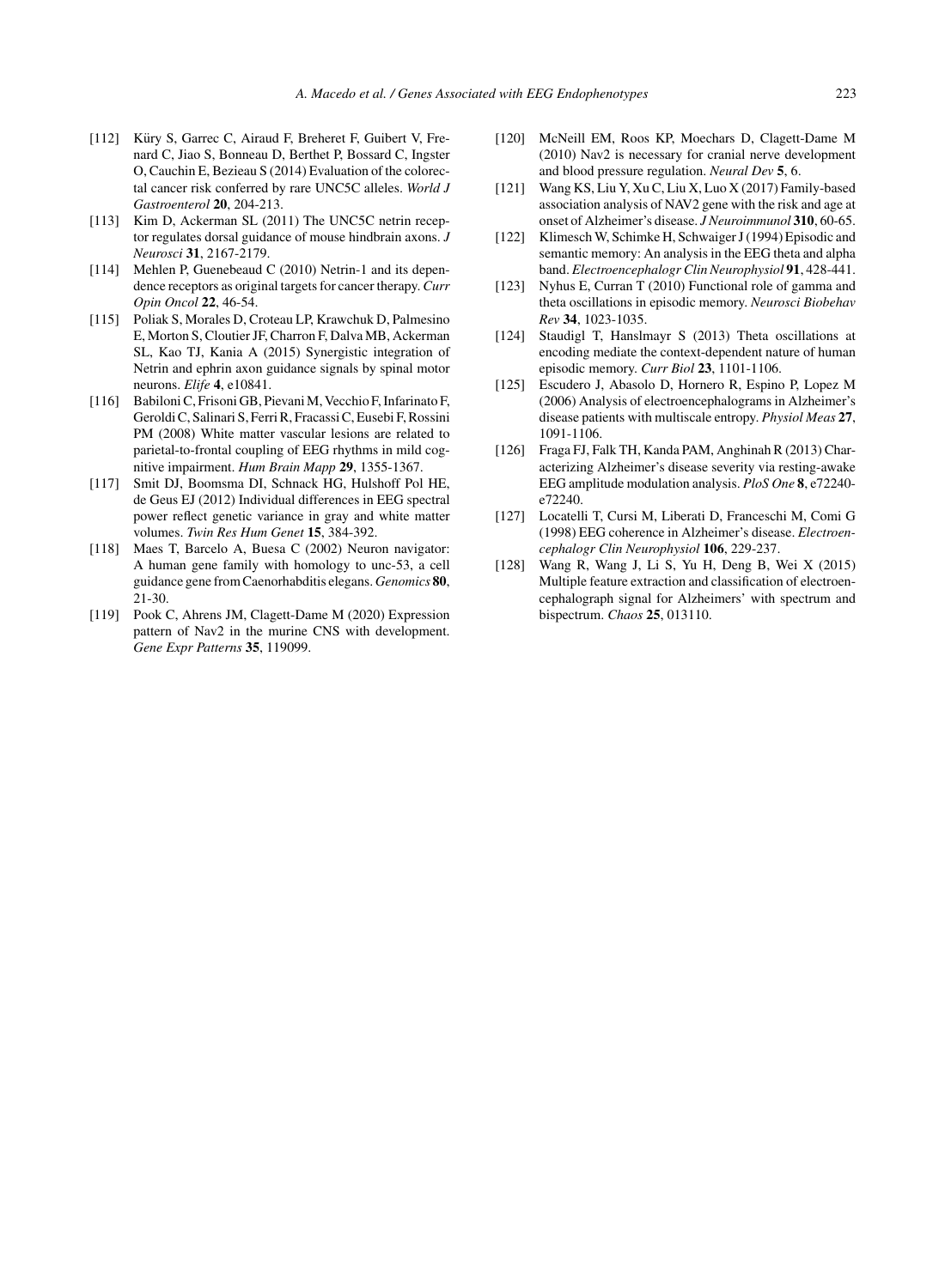[112] Küry S, Garrec C, Airaud F, Breheret F, Guibert V, Frenard C, Jiao S, Bonneau D, Berthet P, Bossard C, Ingster O, Cauchin E, Bezieau S (2014) Evaluation of the colorectal cancer risk conferred by rare UNC5C alleles. *World J Gastroenterol* **20**, 204-213.

[113] Kim D, Ackerman SL (2011) The UNC5C netrin receptor regulates dorsal guidance of mouse hindbrain axons. *J Neurosci* **31**, 2167-2179.

[114] Mehlen P, Guenebeaud C (2010) Netrin-1 and its dependence receptors as original targets for cancer therapy. *Curr Opin Oncol* **22**, 46-54.

[115] Poliak S, Morales D, Croteau LP, Krawchuk D, Palmesino E, Morton S, Cloutier JF, Charron F, Dalva MB, Ackerman SL, Kao TJ, Kania A (2015) Synergistic integration of Netrin and ephrin axon guidance signals by spinal motor neurons. *Elife* **4**, e10841.

[116] Babiloni C, Frisoni GB, Pievani M, Vecchio F, Infarinato F, Geroldi C, Salinari S, Ferri R, Fracassi C, Eusebi F, Rossini PM (2008) White matter vascular lesions are related to parietal-to-frontal coupling of EEG rhythms in mild cognitive impairment. *Hum Brain Mapp* **29**, 1355-1367.

[117] Smit DJ, Boomsma DI, Schnack HG, Hulshoff Pol HE, de Geus EJ (2012) Individual differences in EEG spectral power reflect genetic variance in gray and white matter volumes. *Twin Res Hum Genet* **15**, 384-392.

[118] Maes T, Barcelo A, Buesa C (2002) Neuron navigator: A human gene family with homology to unc-53, a cell guidance gene from Caenorhabditis elegans. *Genomics* **80**, 21-30.

[119] Pook C, Ahrens JM, Clagett-Dame M (2020) Expression pattern of Nav2 in the murine CNS with development. *Gene Expr Patterns* **35**, 119099.

[120] McNeill EM, Roos KP, Moechars D, Clagett-Dame M (2010) Nav2 is necessary for cranial nerve development and blood pressure regulation. *Neural Dev* **5**, 6.

[121] Wang KS, Liu Y, Xu C, Liu X, Luo X (2017) Family-based association analysis of NAV2 gene with the risk and age at onset of Alzheimer's disease. *J Neuroimmunol* **310**, 60-65.

[122] Klimesch W, Schimke H, Schwaiger J (1994) Episodic and semantic memory: An analysis in the EEG theta and alpha band. *Electroencephalogr Clin Neurophysiol* **91**, 428-441.

[123] Nyhus E, Curran T (2010) Functional role of gamma and theta oscillations in episodic memory. *Neurosci Biobehav Rev* **34**, 1023-1035.

[124] Staudigl T, Hanslmayr S (2013) Theta oscillations at encoding mediate the context-dependent nature of human episodic memory. *Curr Biol* **23**, 1101-1106.

[125] Escudero J, Abasolo D, Hornero R, Espino P, Lopez M (2006) Analysis of electroencephalograms in Alzheimer's disease patients with multiscale entropy. *Physiol Meas* **27**, 1091-1106.

[126] Fraga FJ, Falk TH, Kanda PAM, Anghinah R (2013) Characterizing Alzheimer's disease severity via resting-awake EEG amplitude modulation analysis. *PloS One* **8**, e72240-e72240.

[127] Locatelli T, Cursi M, Liberati D, Franceschi M, Comi G (1998) EEG coherence in Alzheimer's disease. *Electroencephalogr Clin Neurophysiol* **106**, 229-237.

[128] Wang R, Wang J, Li S, Yu H, Deng B, Wei X (2015) Multiple feature extraction and classification of electroencephalograph signal for Alzheimers' with spectrum and bispectrum. *Chaos* **25**, 013110.